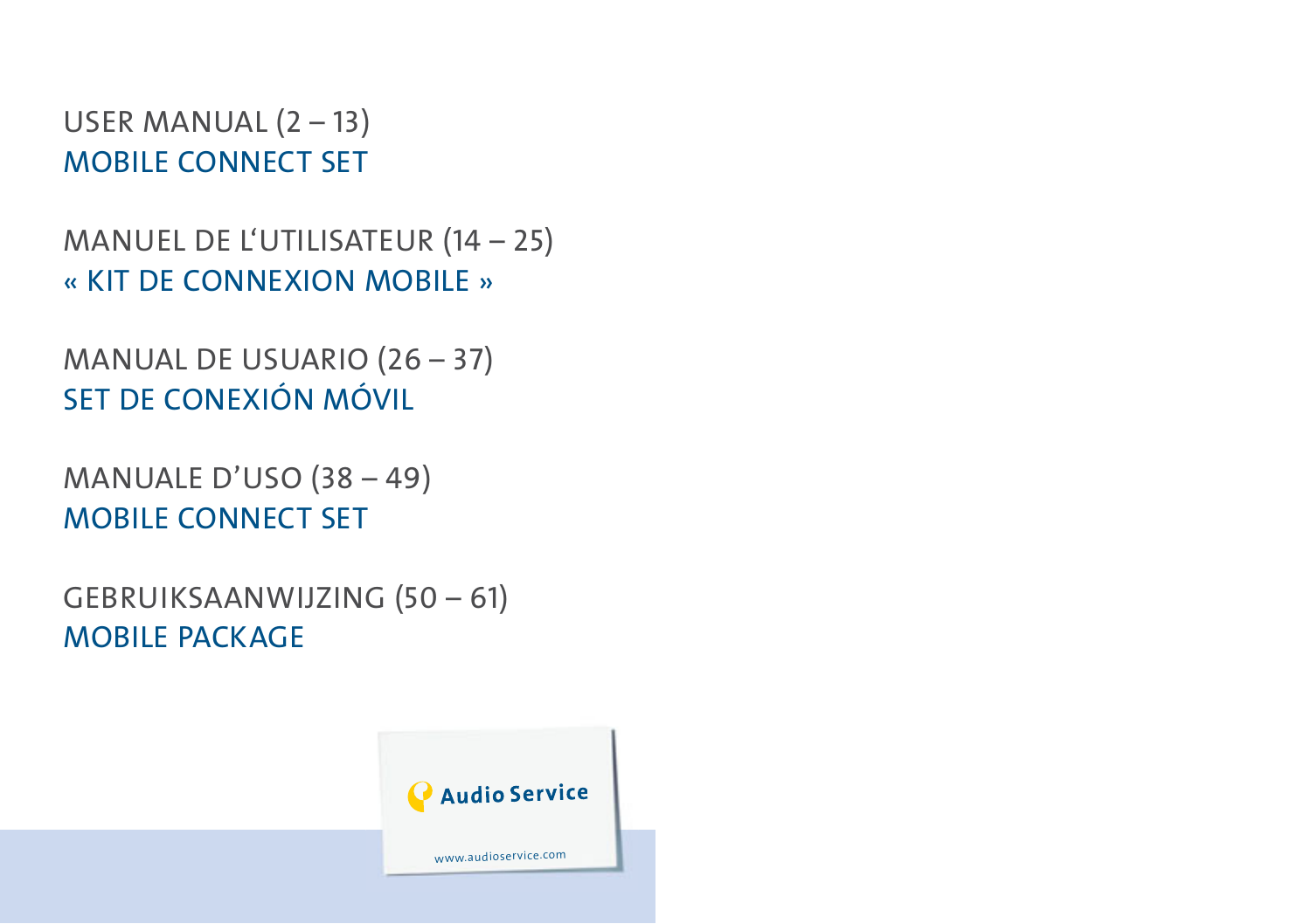USER MANUAL (2 – 13)
MOBILE CONNECT SET

MANUEL DE L'UTILISATEUR (14 – 25)
« KIT DE CONNEXION MOBILE »

MANUAL DE USUARIO (26 – 37)
SET DE CONEXIÓN MÓVIL

MANUALE D'USO (38 – 49)
MOBILE CONNECT SET

GEBRUIKSAANWIJZING (50 – 61)
MOBILE PACKAGE

Audio Service

www.audioservice.com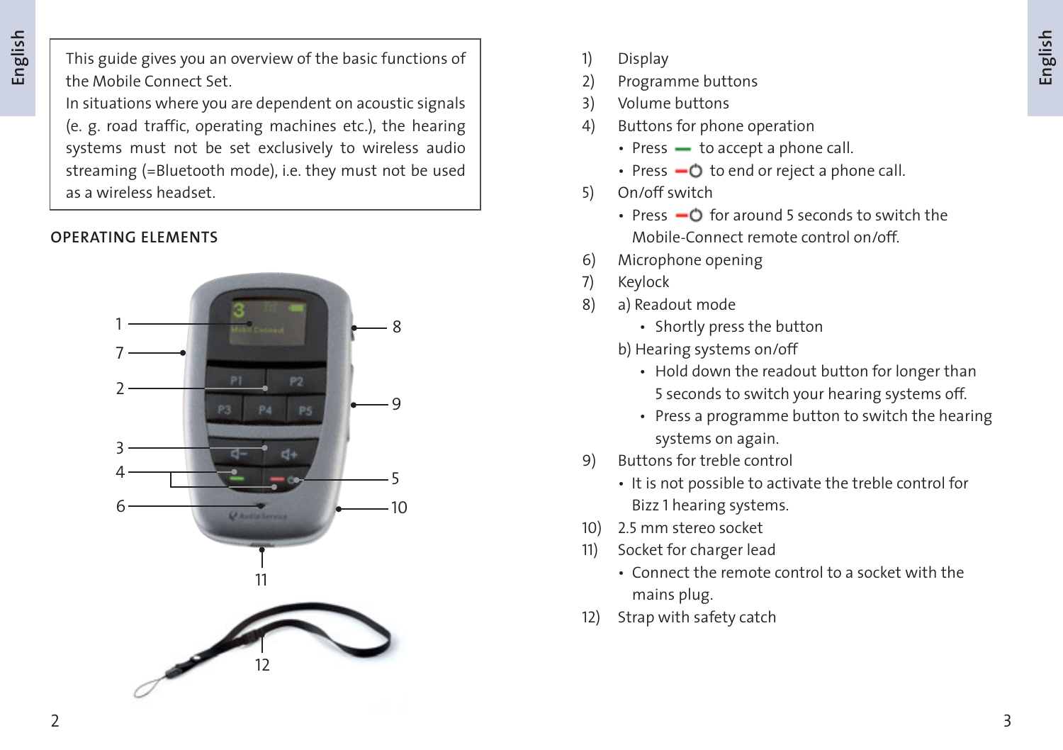This guide gives you an overview of the basic functions of the Mobile Connect Set.
In situations where you are dependent on acoustic signals (e. g. road traffic, operating machines etc.), the hearing systems must not be set exclusively to wireless audio streaming (=Bluetooth mode), i.e. they must not be used as a wireless headset.

## OPERATING ELEMENTS

1) Display
2) Programme buttons
3) Volume buttons
4) Buttons for phone operation
   - Press ▬ to accept a phone call.
   - Press ▬⏻ to end or reject a phone call.
5) On/off switch
   - Press ▬⏻ for around 5 seconds to switch the Mobile-Connect remote control on/off.
6) Microphone opening
7) Keylock
8) a) Readout mode
      - Shortly press the button

   b) Hearing systems on/off
      - Hold down the readout button for longer than 5 seconds to switch your hearing systems off.
      - Press a programme button to switch the hearing systems on again.
9) Buttons for treble control
   - It is not possible to activate the treble control for Bizz 1 hearing systems.
10) 2.5 mm stereo socket
11) Socket for charger lead
    - Connect the remote control to a socket with the mains plug.
12) Strap with safety catch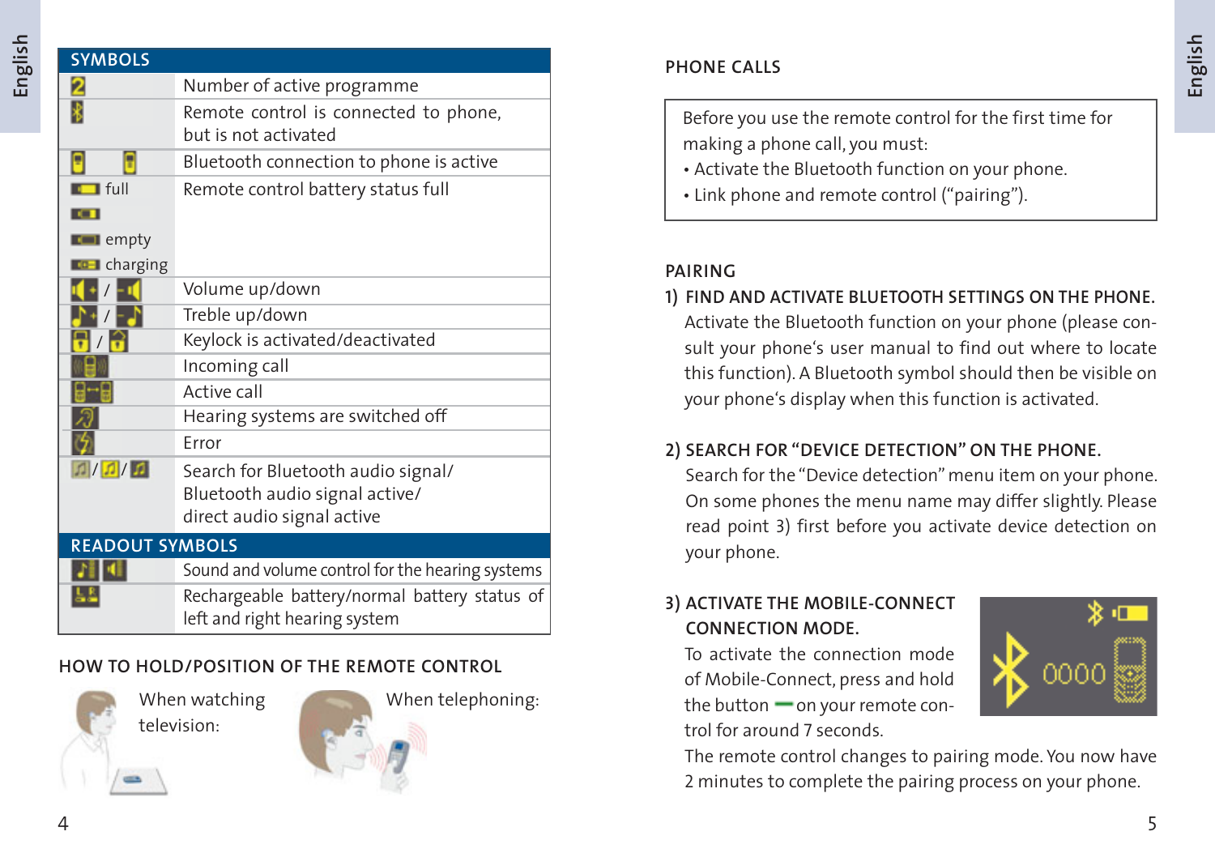## SYMBOLS

| Symbol | Meaning |
|---|---|
| | Number of active programme |
| | Remote control is connected to phone, but is not activated |
| | Bluetooth connection to phone is active |
| full / empty / charging | Remote control battery status full |
| / | Volume up/down |
| / | Treble up/down |
| / | Keylock is activated/deactivated |
| | Incoming call |
| | Active call |
| | Hearing systems are switched off |
| | Error |
| / / | Search for Bluetooth audio signal/ Bluetooth audio signal active/ direct audio signal active |

## READOUT SYMBOLS

| Symbol | Meaning |
|---|---|
| | Sound and volume control for the hearing systems |
| | Rechargeable battery/normal battery status of left and right hearing system |

## HOW TO HOLD/POSITION OF THE REMOTE CONTROL

When watching television:

When telephoning:

## PHONE CALLS

Before you use the remote control for the first time for making a phone call, you must:
- Activate the Bluetooth function on your phone.
- Link phone and remote control ("pairing").

## PAIRING

**1) FIND AND ACTIVATE BLUETOOTH SETTINGS ON THE PHONE.**
Activate the Bluetooth function on your phone (please consult your phone's user manual to find out where to locate this function). A Bluetooth symbol should then be visible on your phone's display when this function is activated.

**2) SEARCH FOR "DEVICE DETECTION" ON THE PHONE.**
Search for the "Device detection" menu item on your phone. On some phones the menu name may differ slightly. Please read point 3) first before you activate device detection on your phone.

**3) ACTIVATE THE MOBILE-CONNECT CONNECTION MODE.**
To activate the connection mode of Mobile-Connect, press and hold the button — on your remote control for around 7 seconds.
The remote control changes to pairing mode. You now have 2 minutes to complete the pairing process on your phone.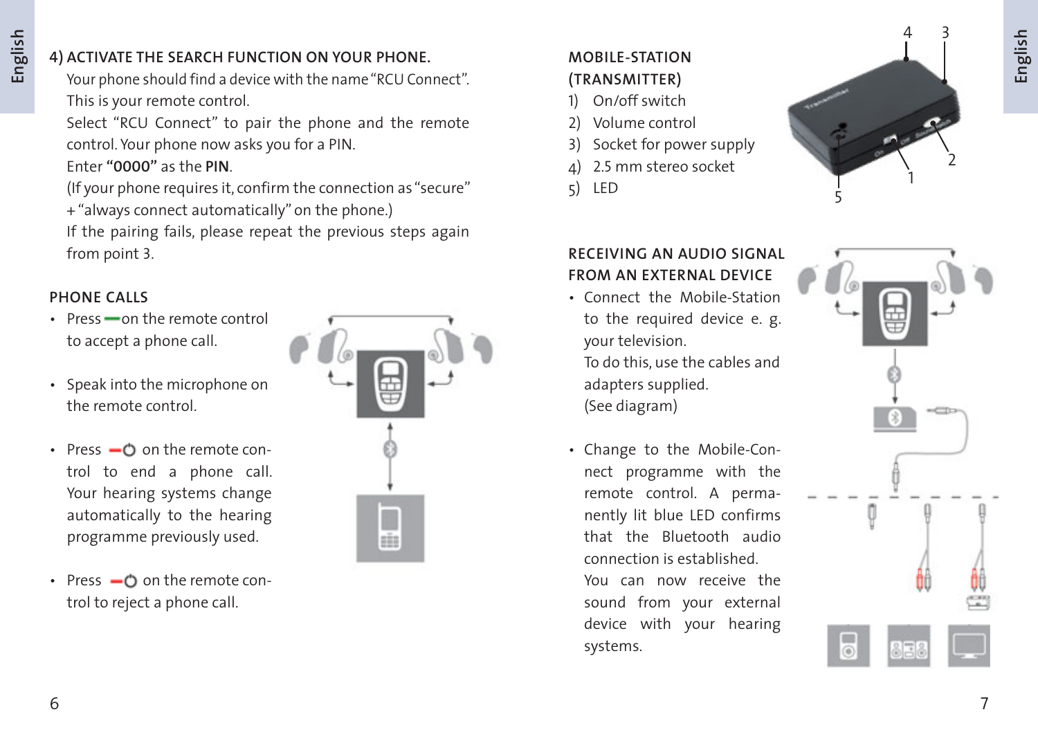## 4) ACTIVATE THE SEARCH FUNCTION ON YOUR PHONE.

Your phone should find a device with the name "RCU Connect". This is your remote control.
Select "RCU Connect" to pair the phone and the remote control. Your phone now asks you for a PIN.
Enter **"0000"** as the **PIN**.
(If your phone requires it, confirm the connection as "secure" + "always connect automatically" on the phone.)
If the pairing fails, please repeat the previous steps again from point 3.

## PHONE CALLS

- Press on the remote control to accept a phone call.
- Speak into the microphone on the remote control.
- Press on the remote control to end a phone call. Your hearing systems change automatically to the hearing programme previously used.
- Press on the remote control to reject a phone call.

## MOBILE-STATION (TRANSMITTER)

1) On/off switch
2) Volume control
3) Socket for power supply
4) 2.5 mm stereo socket
5) LED

## RECEIVING AN AUDIO SIGNAL FROM AN EXTERNAL DEVICE

- Connect the Mobile-Station to the required device e. g. your television.
  To do this, use the cables and adapters supplied.
  (See diagram)
- Change to the Mobile-Connect programme with the remote control. A permanently lit blue LED confirms that the Bluetooth audio connection is established.
  You can now receive the sound from your external device with your hearing systems.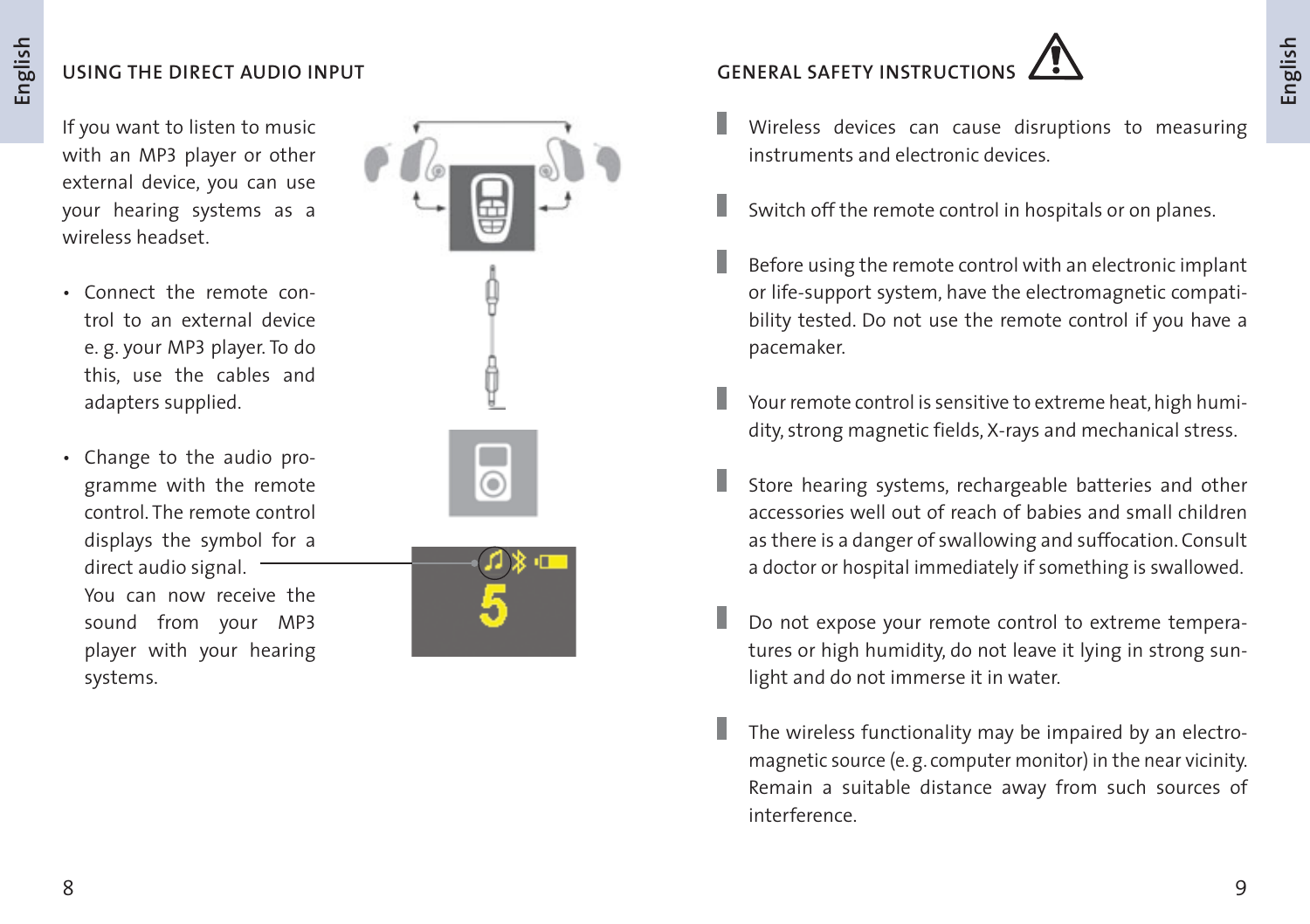## USING THE DIRECT AUDIO INPUT

If you want to listen to music with an MP3 player or other external device, you can use your hearing systems as a wireless headset.

- Connect the remote control to an external device e. g. your MP3 player. To do this, use the cables and adapters supplied.
- Change to the audio programme with the remote control. The remote control displays the symbol for a direct audio signal.
  You can now receive the sound from your MP3 player with your hearing systems.

## GENERAL SAFETY INSTRUCTIONS

- Wireless devices can cause disruptions to measuring instruments and electronic devices.
- Switch off the remote control in hospitals or on planes.
- Before using the remote control with an electronic implant or life-support system, have the electromagnetic compatibility tested. Do not use the remote control if you have a pacemaker.
- Your remote control is sensitive to extreme heat, high humidity, strong magnetic fields, X-rays and mechanical stress.
- Store hearing systems, rechargeable batteries and other accessories well out of reach of babies and small children as there is a danger of swallowing and suffocation. Consult a doctor or hospital immediately if something is swallowed.
- Do not expose your remote control to extreme temperatures or high humidity, do not leave it lying in strong sunlight and do not immerse it in water.
- The wireless functionality may be impaired by an electromagnetic source (e. g. computer monitor) in the near vicinity. Remain a suitable distance away from such sources of interference.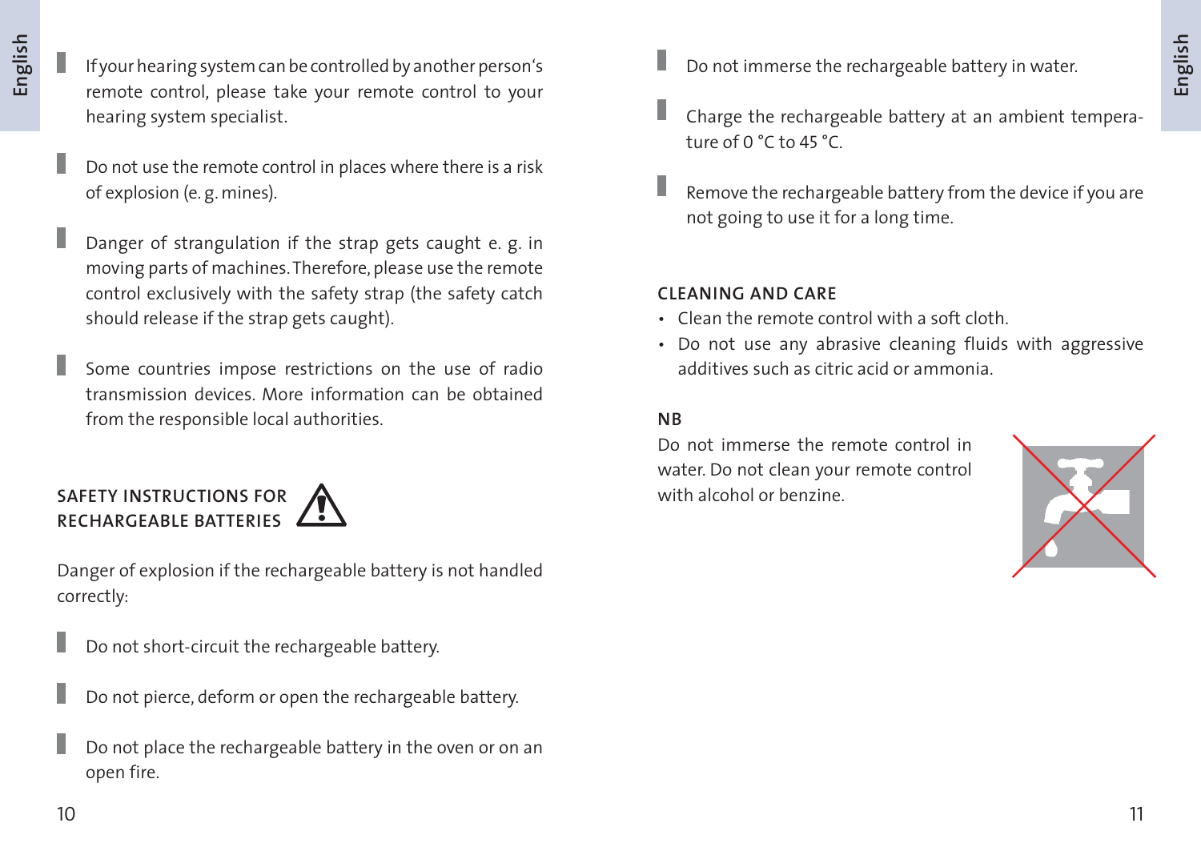- If your hearing system can be controlled by another person's remote control, please take your remote control to your hearing system specialist.

- Do not use the remote control in places where there is a risk of explosion (e. g. mines).

- Danger of strangulation if the strap gets caught e. g. in moving parts of machines. Therefore, please use the remote control exclusively with the safety strap (the safety catch should release if the strap gets caught).

- Some countries impose restrictions on the use of radio transmission devices. More information can be obtained from the responsible local authorities.

## SAFETY INSTRUCTIONS FOR RECHARGEABLE BATTERIES

Danger of explosion if the rechargeable battery is not handled correctly:

- Do not short-circuit the rechargeable battery.

- Do not pierce, deform or open the rechargeable battery.

- Do not place the rechargeable battery in the oven or on an open fire.

- Do not immerse the rechargeable battery in water.

- Charge the rechargeable battery at an ambient temperature of 0 °C to 45 °C.

- Remove the rechargeable battery from the device if you are not going to use it for a long time.

## CLEANING AND CARE

- Clean the remote control with a soft cloth.
- Do not use any abrasive cleaning fluids with aggressive additives such as citric acid or ammonia.

**NB**

Do not immerse the remote control in water. Do not clean your remote control with alcohol or benzine.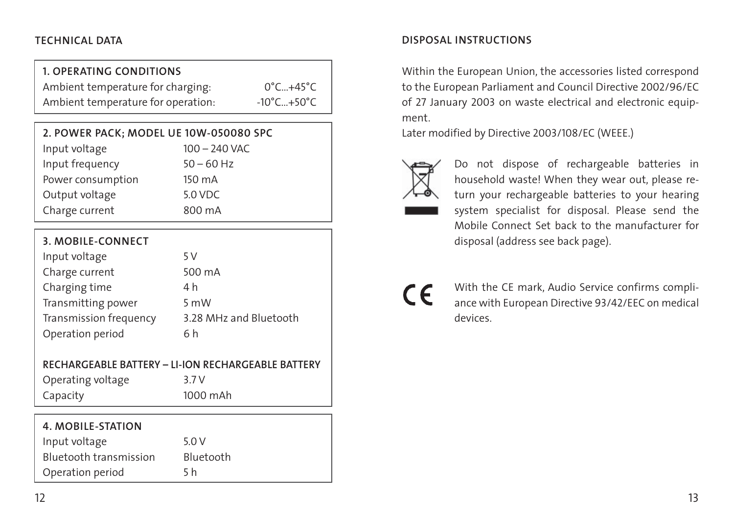## TECHNICAL DATA

| 1. OPERATING CONDITIONS | |
|---|---|
| Ambient temperature for charging: | 0°C...+45°C |
| Ambient temperature for operation: | -10°C...+50°C |

| 2. POWER PACK; MODEL UE 10W-050080 SPC | |
|---|---|
| Input voltage | 100 – 240 VAC |
| Input frequency | 50 – 60 Hz |
| Power consumption | 150 mA |
| Output voltage | 5.0 VDC |
| Charge current | 800 mA |

| 3. MOBILE-CONNECT | |
|---|---|
| Input voltage | 5 V |
| Charge current | 500 mA |
| Charging time | 4 h |
| Transmitting power | 5 mW |
| Transmission frequency | 3.28 MHz and Bluetooth |
| Operation period | 6 h |
| **RECHARGEABLE BATTERY – LI-ION RECHARGEABLE BATTERY** | |
| Operating voltage | 3.7 V |
| Capacity | 1000 mAh |

| 4. MOBILE-STATION | |
|---|---|
| Input voltage | 5.0 V |
| Bluetooth transmission | Bluetooth |
| Operation period | 5 h |

## DISPOSAL INSTRUCTIONS

Within the European Union, the accessories listed correspond to the European Parliament and Council Directive 2002/96/EC of 27 January 2003 on waste electrical and electronic equipment.
Later modified by Directive 2003/108/EC (WEEE.)

Do not dispose of rechargeable batteries in household waste! When they wear out, please return your rechargeable batteries to your hearing system specialist for disposal. Please send the Mobile Connect Set back to the manufacturer for disposal (address see back page).

CE

With the CE mark, Audio Service confirms compliance with European Directive 93/42/EEC on medical devices.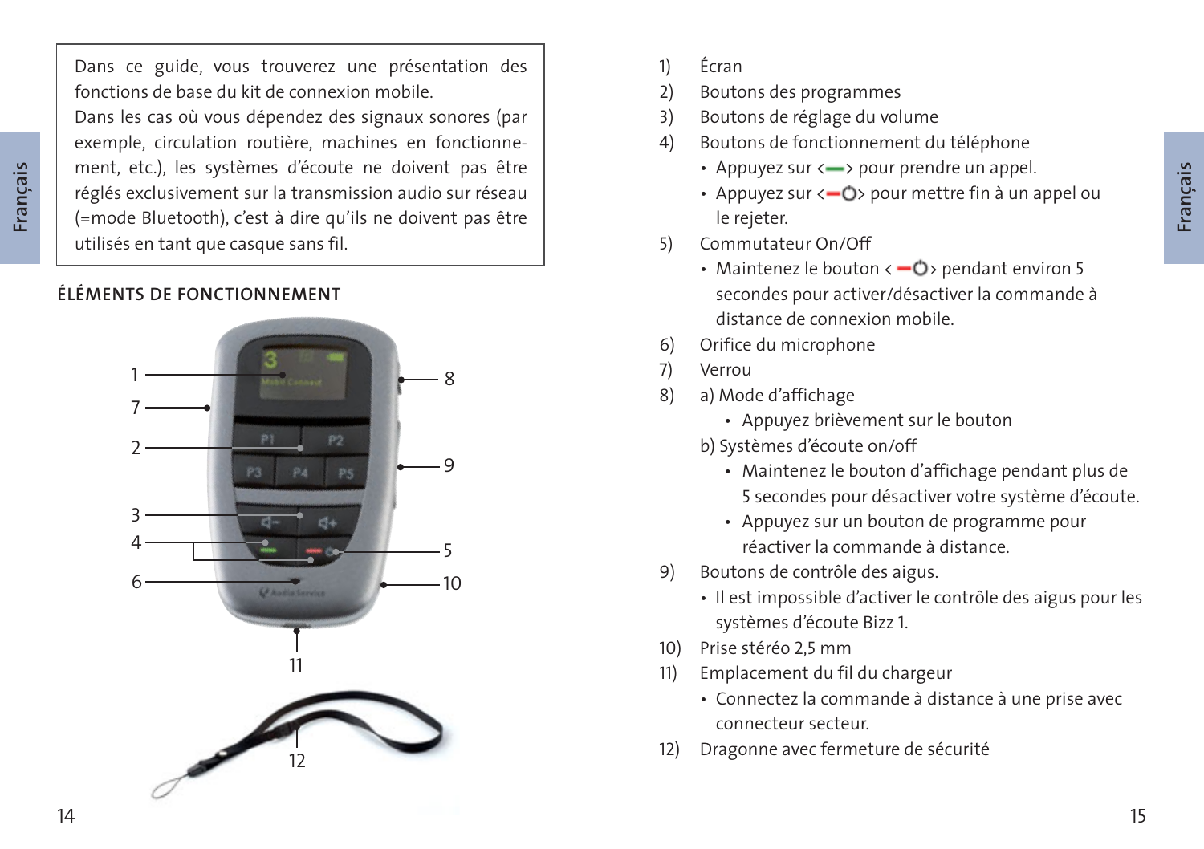Dans ce guide, vous trouverez une présentation des fonctions de base du kit de connexion mobile.
Dans les cas où vous dépendez des signaux sonores (par exemple, circulation routière, machines en fonctionnement, etc.), les systèmes d'écoute ne doivent pas être réglés exclusivement sur la transmission audio sur réseau (=mode Bluetooth), c'est à dire qu'ils ne doivent pas être utilisés en tant que casque sans fil.

## ÉLÉMENTS DE FONCTIONNEMENT

1) Écran
2) Boutons des programmes
3) Boutons de réglage du volume
4) Boutons de fonctionnement du téléphone
   - Appuyez sur <—> pour prendre un appel.
   - Appuyez sur <—⏻> pour mettre fin à un appel ou le rejeter.
5) Commutateur On/Off
   - Maintenez le bouton < —⏻> pendant environ 5 secondes pour activer/désactiver la commande à distance de connexion mobile.
6) Orifice du microphone
7) Verrou
8) a) Mode d'affichage
      - Appuyez brièvement sur le bouton

   b) Systèmes d'écoute on/off
      - Maintenez le bouton d'affichage pendant plus de 5 secondes pour désactiver votre système d'écoute.
      - Appuyez sur un bouton de programme pour réactiver la commande à distance.
9) Boutons de contrôle des aigus.
   - Il est impossible d'activer le contrôle des aigus pour les systèmes d'écoute Bizz 1.
10) Prise stéréo 2,5 mm
11) Emplacement du fil du chargeur
    - Connectez la commande à distance à une prise avec connecteur secteur.
12) Dragonne avec fermeture de sécurité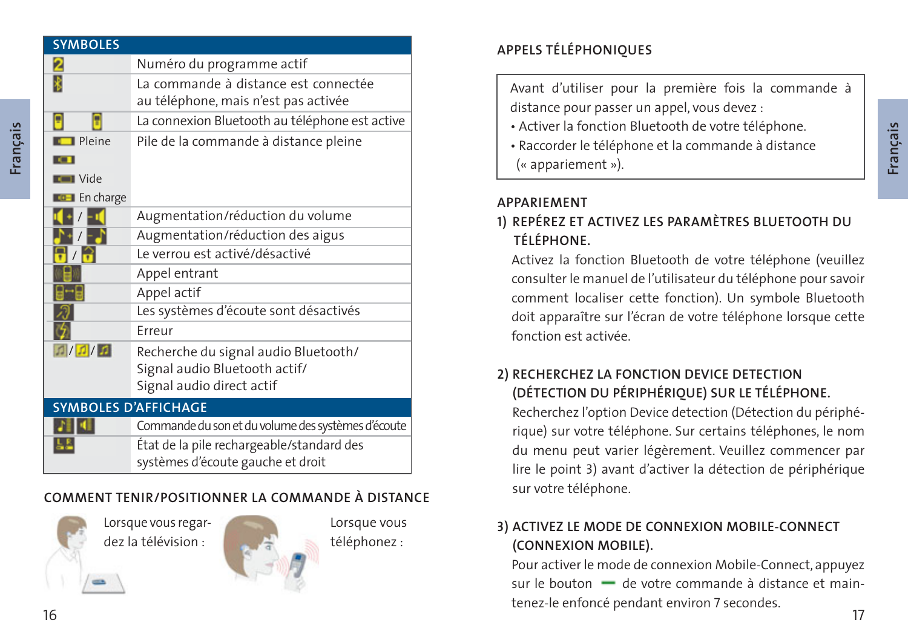| SYMBOLES | |
|---|---|
| | Numéro du programme actif |
| | La commande à distance est connectée au téléphone, mais n'est pas activée |
| | La connexion Bluetooth au téléphone est active |
| Pleine / Vide / En charge | Pile de la commande à distance pleine |
| / | Augmentation/réduction du volume |
| / | Augmentation/réduction des aigus |
| / | Le verrou est activé/désactivé |
| | Appel entrant |
| | Appel actif |
| | Les systèmes d'écoute sont désactivés |
| | Erreur |
| / / | Recherche du signal audio Bluetooth/ Signal audio Bluetooth actif/ Signal audio direct actif |
| **SYMBOLES D'AFFICHAGE** | |
| | Commande du son et du volume des systèmes d'écoute |
| | État de la pile rechargeable/standard des systèmes d'écoute gauche et droit |

## COMMENT TENIR/POSITIONNER LA COMMANDE À DISTANCE

Lorsque vous regardez la télévision :

Lorsque vous téléphonez :

## APPELS TÉLÉPHONIQUES

Avant d'utiliser pour la première fois la commande à distance pour passer un appel, vous devez :
- Activer la fonction Bluetooth de votre téléphone.
- Raccorder le téléphone et la commande à distance (« appariement »).

## APPARIEMENT

### 1) REPÉREZ ET ACTIVEZ LES PARAMÈTRES BLUETOOTH DU TÉLÉPHONE.

Activez la fonction Bluetooth de votre téléphone (veuillez consulter le manuel de l'utilisateur du téléphone pour savoir comment localiser cette fonction). Un symbole Bluetooth doit apparaître sur l'écran de votre téléphone lorsque cette fonction est activée.

### 2) RECHERCHEZ LA FONCTION DEVICE DETECTION (DÉTECTION DU PÉRIPHÉRIQUE) SUR LE TÉLÉPHONE.

Recherchez l'option Device detection (Détection du périphérique) sur votre téléphone. Sur certains téléphones, le nom du menu peut varier légèrement. Veuillez commencer par lire le point 3) avant d'activer la détection de périphérique sur votre téléphone.

### 3) ACTIVEZ LE MODE DE CONNEXION MOBILE-CONNECT (CONNEXION MOBILE).

Pour activer le mode de connexion Mobile-Connect, appuyez sur le bouton ▬ de votre commande à distance et maintenez-le enfoncé pendant environ 7 secondes.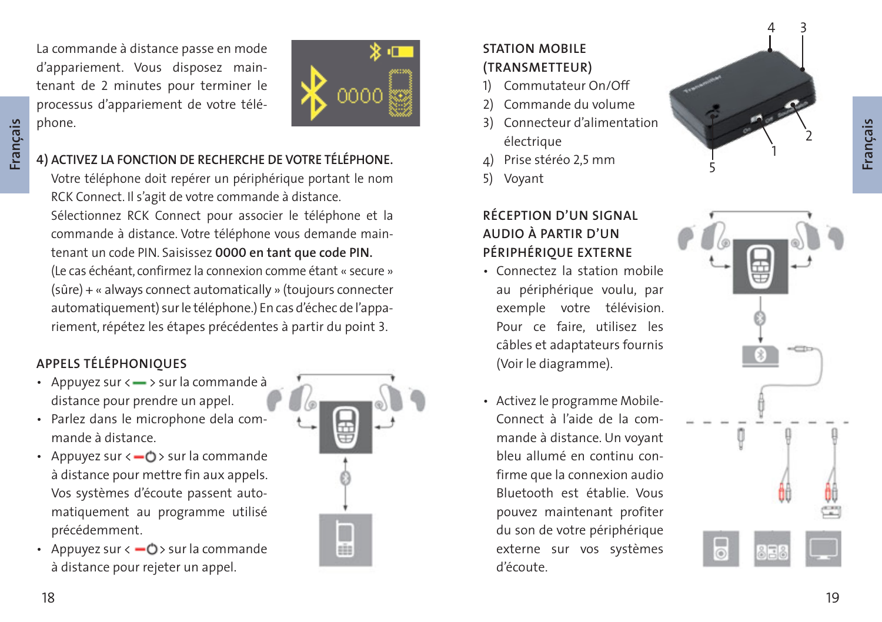La commande à distance passe en mode d'appariement. Vous disposez maintenant de 2 minutes pour terminer le processus d'appariement de votre téléphone.

4) ACTIVEZ LA FONCTION DE RECHERCHE DE VOTRE TÉLÉPHONE.
Votre téléphone doit repérer un périphérique portant le nom RCK Connect. Il s'agit de votre commande à distance. Sélectionnez RCK Connect pour associer le téléphone et la commande à distance. Votre téléphone vous demande maintenant un code PIN. Saisissez **0000 en tant que code PIN.** (Le cas échéant, confirmez la connexion comme étant « secure » (sûre) + « always connect automatically » (toujours connecter automatiquement) sur le téléphone.) En cas d'échec de l'appariement, répétez les étapes précédentes à partir du point 3.

## APPELS TÉLÉPHONIQUES

- Appuyez sur < — > sur la commande à distance pour prendre un appel.
- Parlez dans le microphone dela commande à distance.
- Appuyez sur < —⏻ > sur la commande à distance pour mettre fin aux appels. Vos systèmes d'écoute passent automatiquement au programme utilisé précédemment.
- Appuyez sur < —⏻ > sur la commande à distance pour rejeter un appel.

## STATION MOBILE (TRANSMETTEUR)

1) Commutateur On/Off
2) Commande du volume
3) Connecteur d'alimentation électrique
4) Prise stéréo 2,5 mm
5) Voyant

## RÉCEPTION D'UN SIGNAL AUDIO À PARTIR D'UN PÉRIPHÉRIQUE EXTERNE

- Connectez la station mobile au périphérique voulu, par exemple votre télévision. Pour ce faire, utilisez les câbles et adaptateurs fournis (Voir le diagramme).
- Activez le programme MobileConnect à l'aide de la commande à distance. Un voyant bleu allumé en continu confirme que la connexion audio Bluetooth est établie. Vous pouvez maintenant profiter du son de votre périphérique externe sur vos systèmes d'écoute.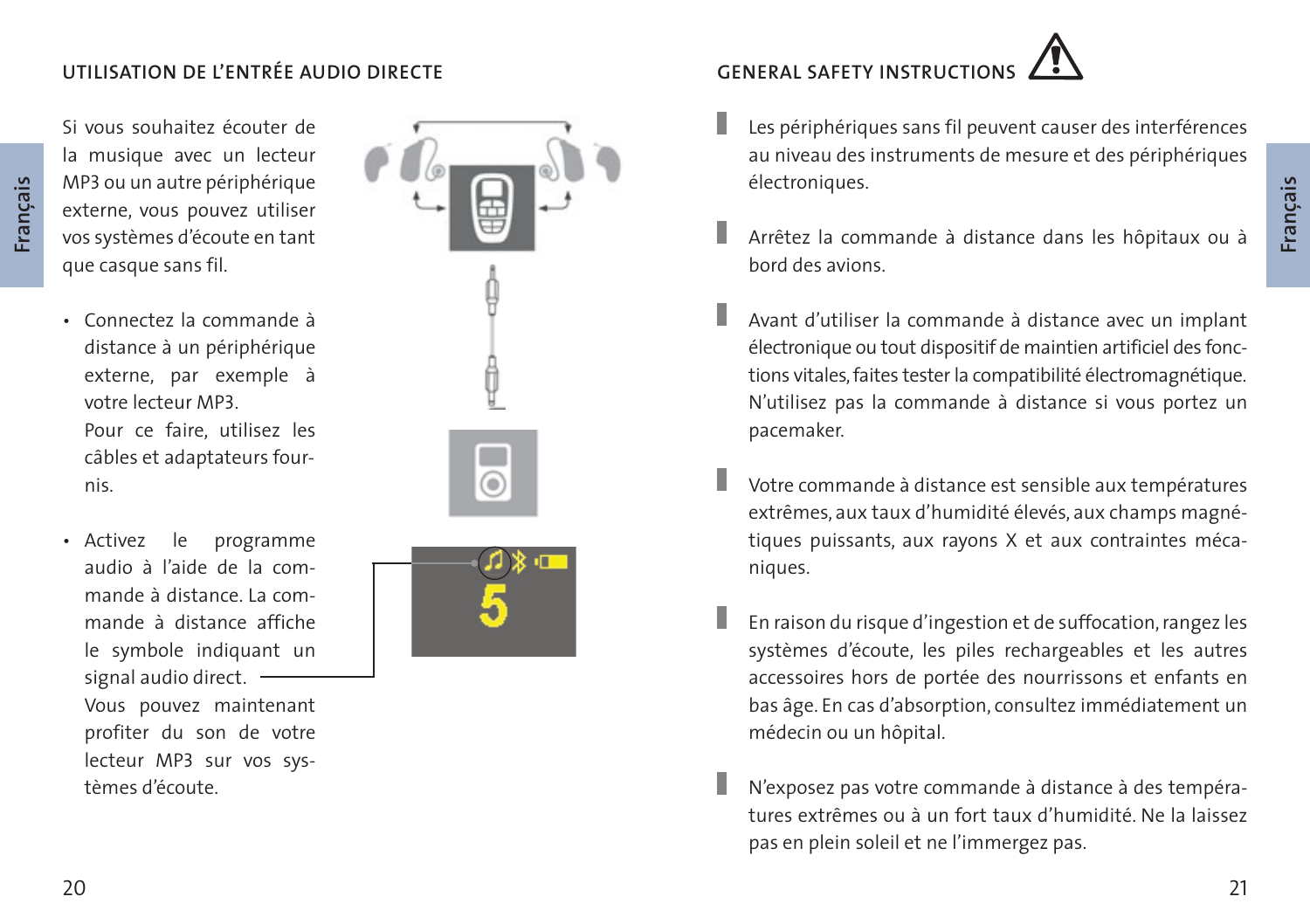## UTILISATION DE L'ENTRÉE AUDIO DIRECTE

Si vous souhaitez écouter de la musique avec un lecteur MP3 ou un autre périphérique externe, vous pouvez utiliser vos systèmes d'écoute en tant que casque sans fil.

- Connectez la commande à distance à un périphérique externe, par exemple à votre lecteur MP3.
  Pour ce faire, utilisez les câbles et adaptateurs fournis.
- Activez le programme audio à l'aide de la commande à distance. La commande à distance affiche le symbole indiquant un signal audio direct.
  Vous pouvez maintenant profiter du son de votre lecteur MP3 sur vos systèmes d'écoute.

## GENERAL SAFETY INSTRUCTIONS

- Les périphériques sans fil peuvent causer des interférences au niveau des instruments de mesure et des périphériques électroniques.
- Arrêtez la commande à distance dans les hôpitaux ou à bord des avions.
- Avant d'utiliser la commande à distance avec un implant électronique ou tout dispositif de maintien artificiel des fonctions vitales, faites tester la compatibilité électromagnétique. N'utilisez pas la commande à distance si vous portez un pacemaker.
- Votre commande à distance est sensible aux températures extrêmes, aux taux d'humidité élevés, aux champs magnétiques puissants, aux rayons X et aux contraintes mécaniques.
- En raison du risque d'ingestion et de suffocation, rangez les systèmes d'écoute, les piles rechargeables et les autres accessoires hors de portée des nourrissons et enfants en bas âge. En cas d'absorption, consultez immédiatement un médecin ou un hôpital.
- N'exposez pas votre commande à distance à des températures extrêmes ou à un fort taux d'humidité. Ne la laissez pas en plein soleil et ne l'immergez pas.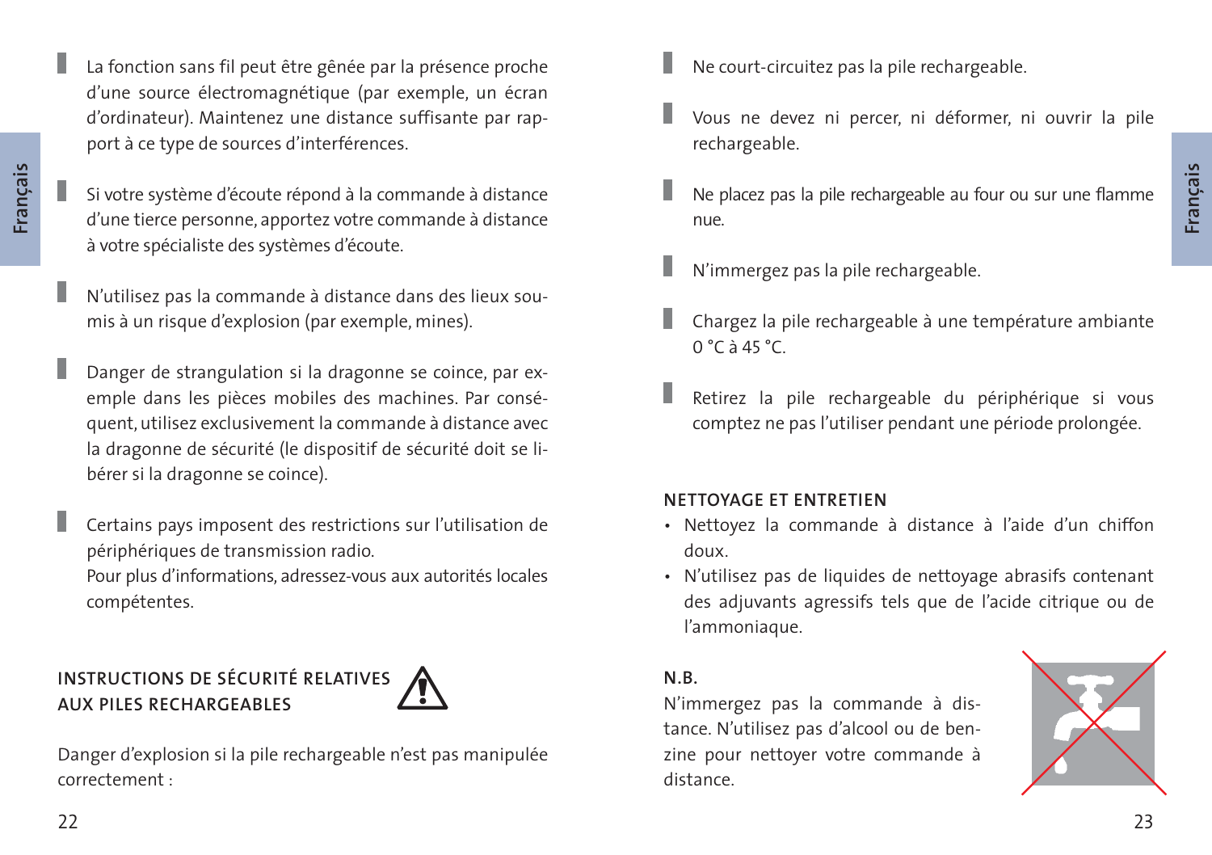- La fonction sans fil peut être gênée par la présence proche d'une source électromagnétique (par exemple, un écran d'ordinateur). Maintenez une distance suffisante par rapport à ce type de sources d'interférences.

- Si votre système d'écoute répond à la commande à distance d'une tierce personne, apportez votre commande à distance à votre spécialiste des systèmes d'écoute.

- N'utilisez pas la commande à distance dans des lieux soumis à un risque d'explosion (par exemple, mines).

- Danger de strangulation si la dragonne se coince, par exemple dans les pièces mobiles des machines. Par conséquent, utilisez exclusivement la commande à distance avec la dragonne de sécurité (le dispositif de sécurité doit se libérer si la dragonne se coince).

- Certains pays imposent des restrictions sur l'utilisation de périphériques de transmission radio.
  Pour plus d'informations, adressez-vous aux autorités locales compétentes.

## INSTRUCTIONS DE SÉCURITÉ RELATIVES AUX PILES RECHARGEABLES

Danger d'explosion si la pile rechargeable n'est pas manipulée correctement :

- Ne court-circuitez pas la pile rechargeable.

- Vous ne devez ni percer, ni déformer, ni ouvrir la pile rechargeable.

- Ne placez pas la pile rechargeable au four ou sur une flamme nue.

- N'immergez pas la pile rechargeable.

- Chargez la pile rechargeable à une température ambiante 0 °C à 45 °C.

- Retirez la pile rechargeable du périphérique si vous comptez ne pas l'utiliser pendant une période prolongée.

## NETTOYAGE ET ENTRETIEN

- Nettoyez la commande à distance à l'aide d'un chiffon doux.
- N'utilisez pas de liquides de nettoyage abrasifs contenant des adjuvants agressifs tels que de l'acide citrique ou de l'ammoniaque.

**N.B.**

N'immergez pas la commande à distance. N'utilisez pas d'alcool ou de benzine pour nettoyer votre commande à distance.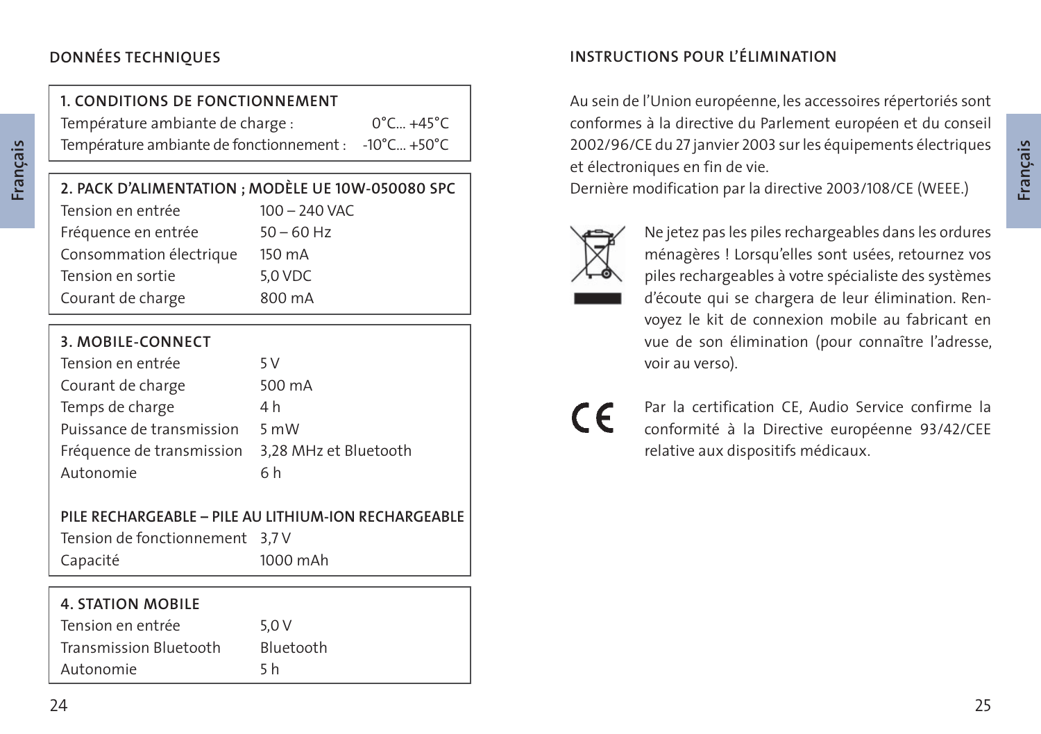## DONNÉES TECHNIQUES

| 1. CONDITIONS DE FONCTIONNEMENT | |
|---|---|
| Température ambiante de charge : | 0°C... +45°C |
| Température ambiante de fonctionnement : | -10°C... +50°C |

| 2. PACK D'ALIMENTATION ; MODÈLE UE 10W-050080 SPC | |
|---|---|
| Tension en entrée | 100 – 240 VAC |
| Fréquence en entrée | 50 – 60 Hz |
| Consommation électrique | 150 mA |
| Tension en sortie | 5,0 VDC |
| Courant de charge | 800 mA |

| 3. MOBILE-CONNECT | |
|---|---|
| Tension en entrée | 5 V |
| Courant de charge | 500 mA |
| Temps de charge | 4 h |
| Puissance de transmission | 5 mW |
| Fréquence de transmission | 3,28 MHz et Bluetooth |
| Autonomie | 6 h |

| PILE RECHARGEABLE – PILE AU LITHIUM-ION RECHARGEABLE | |
|---|---|
| Tension de fonctionnement | 3,7 V |
| Capacité | 1000 mAh |

| 4. STATION MOBILE | |
|---|---|
| Tension en entrée | 5,0 V |
| Transmission Bluetooth | Bluetooth |
| Autonomie | 5 h |

## INSTRUCTIONS POUR L'ÉLIMINATION

Au sein de l'Union européenne, les accessoires répertoriés sont conformes à la directive du Parlement européen et du conseil 2002/96/CE du 27 janvier 2003 sur les équipements électriques et électroniques en fin de vie.
Dernière modification par la directive 2003/108/CE (WEEE.)

Ne jetez pas les piles rechargeables dans les ordures ménagères ! Lorsqu'elles sont usées, retournez vos piles rechargeables à votre spécialiste des systèmes d'écoute qui se chargera de leur élimination. Renvoyez le kit de connexion mobile au fabricant en vue de son élimination (pour connaître l'adresse, voir au verso).

Par la certification CE, Audio Service confirme la conformité à la Directive européenne 93/42/CEE relative aux dispositifs médicaux.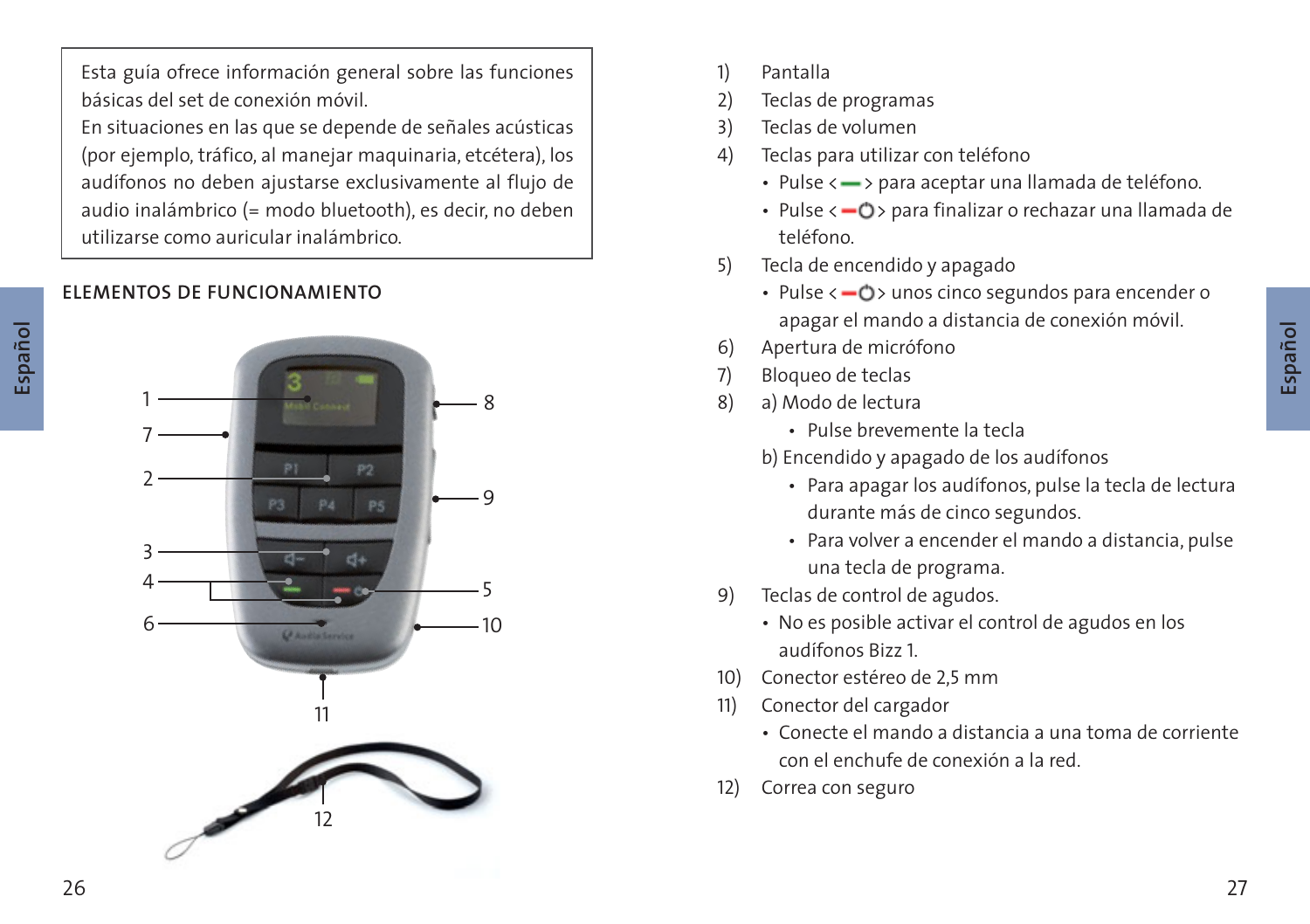Esta guía ofrece información general sobre las funciones básicas del set de conexión móvil.
En situaciones en las que se depende de señales acústicas (por ejemplo, tráfico, al manejar maquinaria, etcétera), los audífonos no deben ajustarse exclusivamente al flujo de audio inalámbrico (= modo bluetooth), es decir, no deben utilizarse como auricular inalámbrico.

## ELEMENTOS DE FUNCIONAMIENTO

1) Pantalla
2) Teclas de programas
3) Teclas de volumen
4) Teclas para utilizar con teléfono
   - Pulse < > para aceptar una llamada de teléfono.
   - Pulse < > para finalizar o rechazar una llamada de teléfono.
5) Tecla de encendido y apagado
   - Pulse < > unos cinco segundos para encender o apagar el mando a distancia de conexión móvil.
6) Apertura de micrófono
7) Bloqueo de teclas
8) a) Modo de lectura
      - Pulse brevemente la tecla

   b) Encendido y apagado de los audífonos
      - Para apagar los audífonos, pulse la tecla de lectura durante más de cinco segundos.
      - Para volver a encender el mando a distancia, pulse una tecla de programa.
9) Teclas de control de agudos.
   - No es posible activar el control de agudos en los audífonos Bizz 1.
10) Conector estéreo de 2,5 mm
11) Conector del cargador
    - Conecte el mando a distancia a una toma de corriente con el enchufe de conexión a la red.
12) Correa con seguro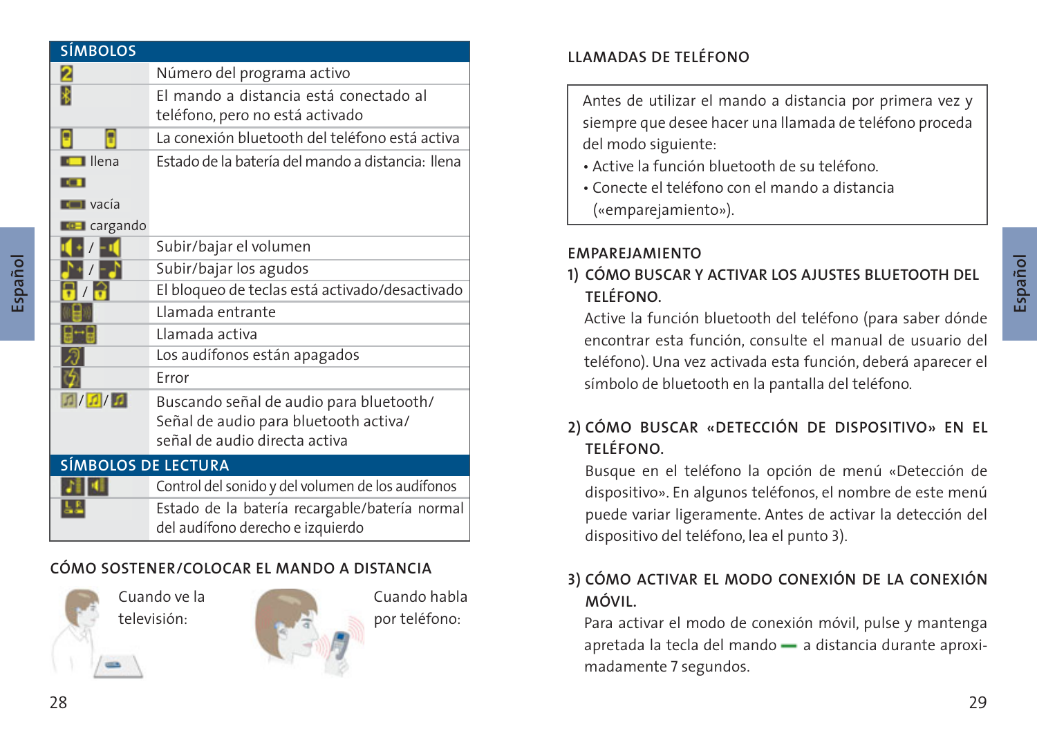| SÍMBOLOS | |
|---|---|
| | Número del programa activo |
| | El mando a distancia está conectado al teléfono, pero no está activado |
| / | La conexión bluetooth del teléfono está activa |
| llena / vacía / cargando | Estado de la batería del mando a distancia: llena |
| / | Subir/bajar el volumen |
| / | Subir/bajar los agudos |
| / | El bloqueo de teclas está activado/desactivado |
| | Llamada entrante |
| | Llamada activa |
| | Los audífonos están apagados |
| | Error |
| / / | Buscando señal de audio para bluetooth/ Señal de audio para bluetooth activa/ señal de audio directa activa |
| **SÍMBOLOS DE LECTURA** | |
| | Control del sonido y del volumen de los audífonos |
| | Estado de la batería recargable/batería normal del audífono derecho e izquierdo |

## CÓMO SOSTENER/COLOCAR EL MANDO A DISTANCIA

Cuando ve la televisión:

Cuando habla por teléfono:

## LLAMADAS DE TELÉFONO

> Antes de utilizar el mando a distancia por primera vez y siempre que desee hacer una llamada de teléfono proceda del modo siguiente:
> - Active la función bluetooth de su teléfono.
> - Conecte el teléfono con el mando a distancia («emparejamiento»).

## EMPAREJAMIENTO

### 1) CÓMO BUSCAR Y ACTIVAR LOS AJUSTES BLUETOOTH DEL TELÉFONO.

Active la función bluetooth del teléfono (para saber dónde encontrar esta función, consulte el manual de usuario del teléfono). Una vez activada esta función, deberá aparecer el símbolo de bluetooth en la pantalla del teléfono.

### 2) CÓMO BUSCAR «DETECCIÓN DE DISPOSITIVO» EN EL TELÉFONO.

Busque en el teléfono la opción de menú «Detección de dispositivo». En algunos teléfonos, el nombre de este menú puede variar ligeramente. Antes de activar la detección del dispositivo del teléfono, lea el punto 3).

### 3) CÓMO ACTIVAR EL MODO CONEXIÓN DE LA CONEXIÓN MÓVIL.

Para activar el modo de conexión móvil, pulse y mantenga apretada la tecla del mando — a distancia durante aproximadamente 7 segundos.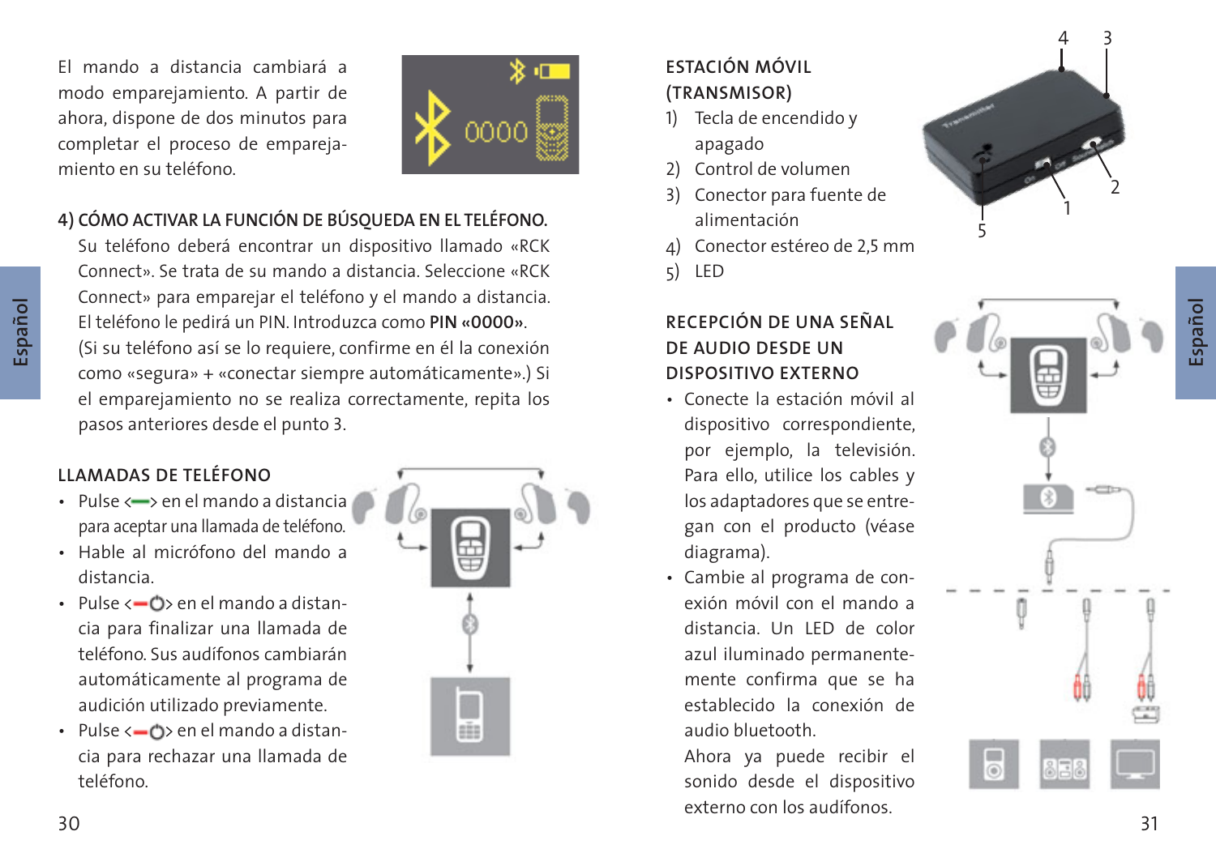El mando a distancia cambiará a modo emparejamiento. A partir de ahora, dispone de dos minutos para completar el proceso de emparejamiento en su teléfono.

### 4) CÓMO ACTIVAR LA FUNCIÓN DE BÚSQUEDA EN EL TELÉFONO.

Su teléfono deberá encontrar un dispositivo llamado «RCK Connect». Se trata de su mando a distancia. Seleccione «RCK Connect» para emparejar el teléfono y el mando a distancia. El teléfono le pedirá un PIN. Introduzca como **PIN «0000»**. (Si su teléfono así se lo requiere, confirme en él la conexión como «segura» + «conectar siempre automáticamente».) Si el emparejamiento no se realiza correctamente, repita los pasos anteriores desde el punto 3.

### LLAMADAS DE TELÉFONO

- Pulse <—> en el mando a distancia para aceptar una llamada de teléfono.
- Hable al micrófono del mando a distancia.
- Pulse <—⏻> en el mando a distancia para finalizar una llamada de teléfono. Sus audífonos cambiarán automáticamente al programa de audición utilizado previamente.
- Pulse <—⏻> en el mando a distancia para rechazar una llamada de teléfono.

### ESTACIÓN MÓVIL (TRANSMISOR)

1) Tecla de encendido y apagado
2) Control de volumen
3) Conector para fuente de alimentación
4) Conector estéreo de 2,5 mm
5) LED

### RECEPCIÓN DE UNA SEÑAL DE AUDIO DESDE UN DISPOSITIVO EXTERNO

- Conecte la estación móvil al dispositivo correspondiente, por ejemplo, la televisión. Para ello, utilice los cables y los adaptadores que se entregan con el producto (véase diagrama).
- Cambie al programa de conexión móvil con el mando a distancia. Un LED de color azul iluminado permanentemente confirma que se ha establecido la conexión de audio bluetooth.

  Ahora ya puede recibir el sonido desde el dispositivo externo con los audífonos.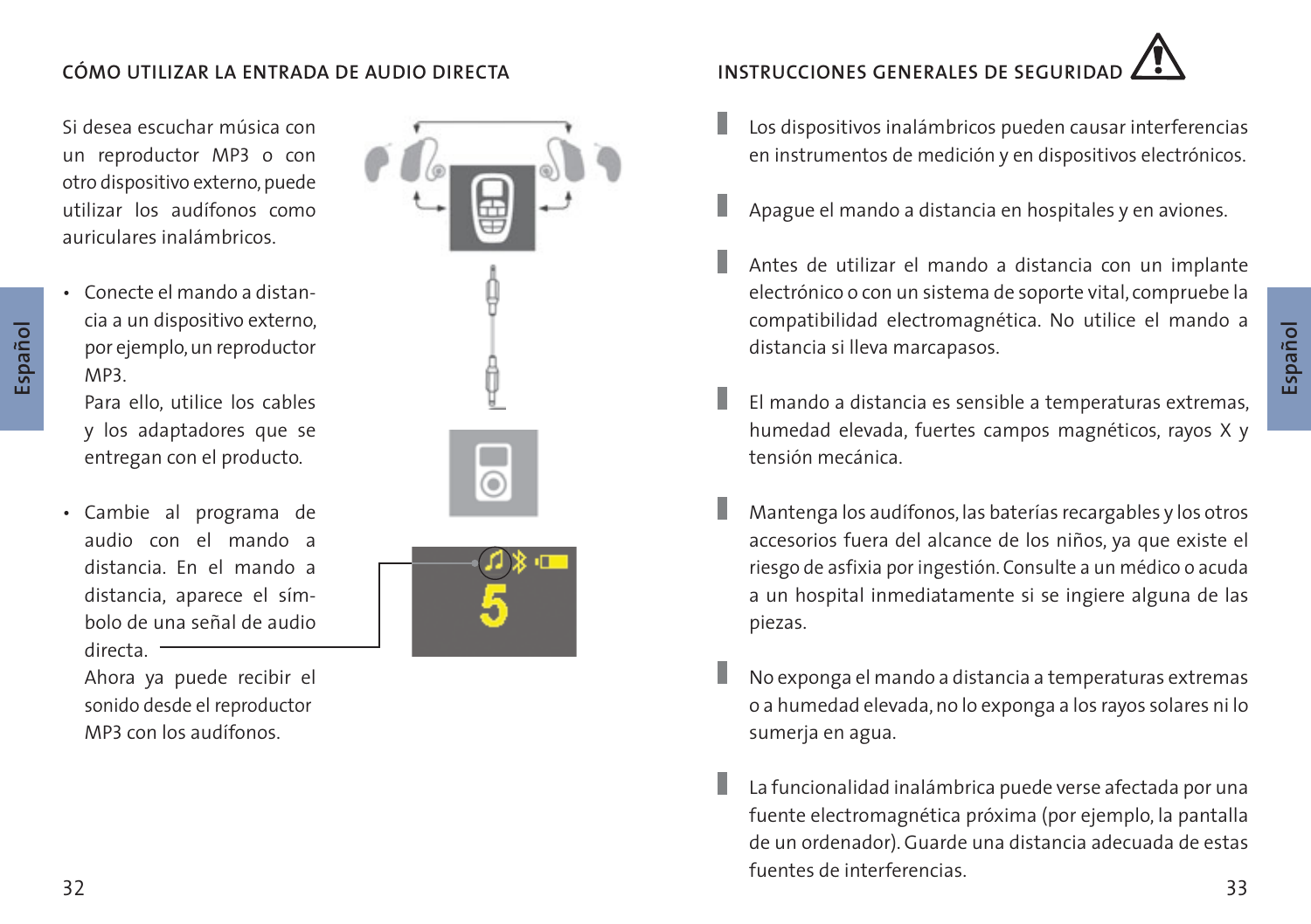## CÓMO UTILIZAR LA ENTRADA DE AUDIO DIRECTA

Si desea escuchar música con un reproductor MP3 o con otro dispositivo externo, puede utilizar los audífonos como auriculares inalámbricos.

- Conecte el mando a distancia a un dispositivo externo, por ejemplo, un reproductor MP3.
  Para ello, utilice los cables y los adaptadores que se entregan con el producto.

- Cambie al programa de audio con el mando a distancia. En el mando a distancia, aparece el símbolo de una señal de audio directa.
  Ahora ya puede recibir el sonido desde el reproductor MP3 con los audífonos.

## INSTRUCCIONES GENERALES DE SEGURIDAD

- Los dispositivos inalámbricos pueden causar interferencias en instrumentos de medición y en dispositivos electrónicos.

- Apague el mando a distancia en hospitales y en aviones.

- Antes de utilizar el mando a distancia con un implante electrónico o con un sistema de soporte vital, compruebe la compatibilidad electromagnética. No utilice el mando a distancia si lleva marcapasos.

- El mando a distancia es sensible a temperaturas extremas, humedad elevada, fuertes campos magnéticos, rayos X y tensión mecánica.

- Mantenga los audífonos, las baterías recargables y los otros accesorios fuera del alcance de los niños, ya que existe el riesgo de asfixia por ingestión. Consulte a un médico o acuda a un hospital inmediatamente si se ingiere alguna de las piezas.

- No exponga el mando a distancia a temperaturas extremas o a humedad elevada, no lo exponga a los rayos solares ni lo sumerja en agua.

- La funcionalidad inalámbrica puede verse afectada por una fuente electromagnética próxima (por ejemplo, la pantalla de un ordenador). Guarde una distancia adecuada de estas fuentes de interferencias.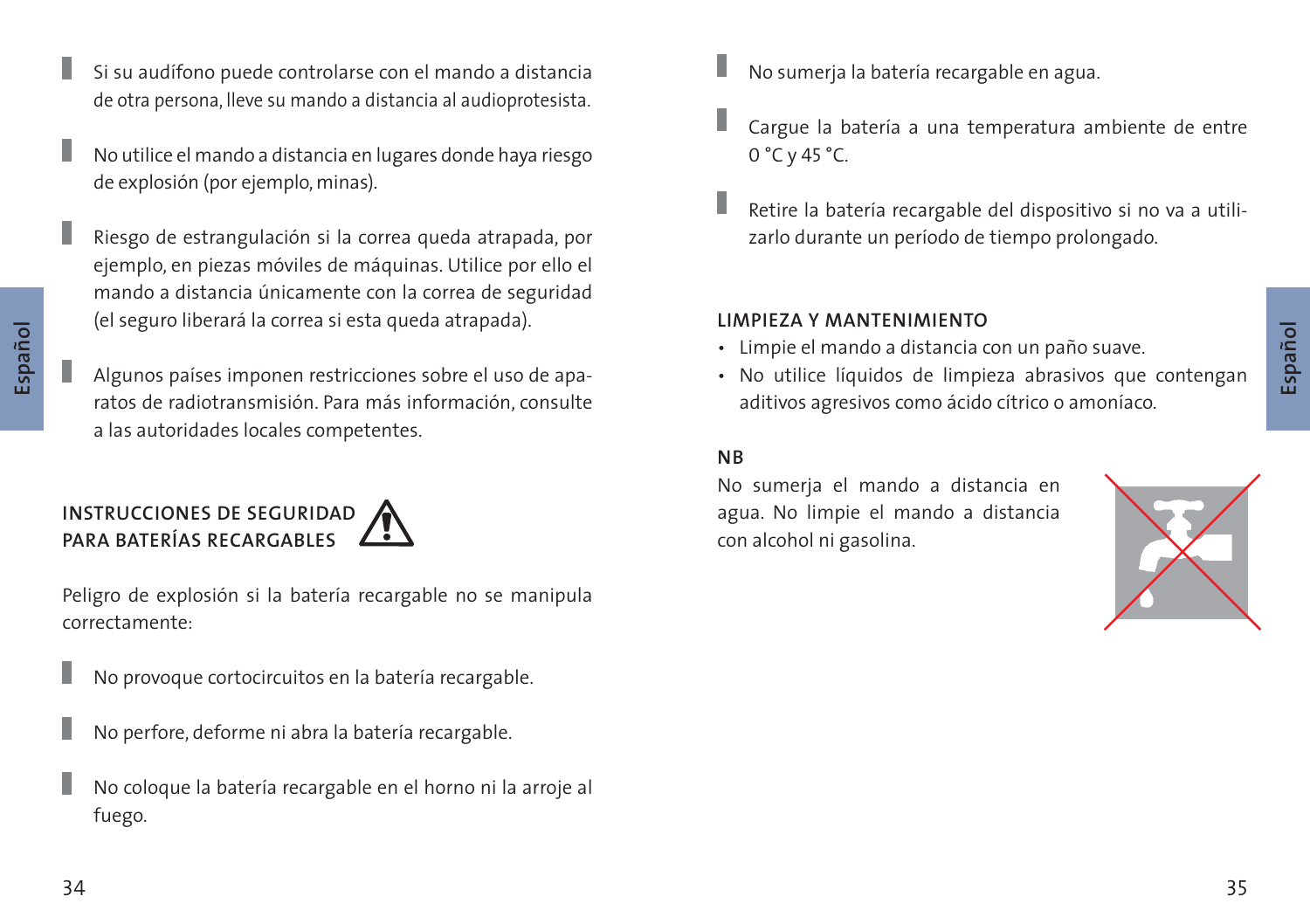- Si su audífono puede controlarse con el mando a distancia de otra persona, lleve su mando a distancia al audioprotesista.

- No utilice el mando a distancia en lugares donde haya riesgo de explosión (por ejemplo, minas).

- Riesgo de estrangulación si la correa queda atrapada, por ejemplo, en piezas móviles de máquinas. Utilice por ello el mando a distancia únicamente con la correa de seguridad (el seguro liberará la correa si esta queda atrapada).

- Algunos países imponen restricciones sobre el uso de aparatos de radiotransmisión. Para más información, consulte a las autoridades locales competentes.

### INSTRUCCIONES DE SEGURIDAD PARA BATERÍAS RECARGABLES

Peligro de explosión si la batería recargable no se manipula correctamente:

- No provoque cortocircuitos en la batería recargable.

- No perfore, deforme ni abra la batería recargable.

- No coloque la batería recargable en el horno ni la arroje al fuego.

- No sumerja la batería recargable en agua.

- Cargue la batería a una temperatura ambiente de entre 0 °C y 45 °C.

- Retire la batería recargable del dispositivo si no va a utilizarlo durante un período de tiempo prolongado.

### LIMPIEZA Y MANTENIMIENTO

- Limpie el mando a distancia con un paño suave.
- No utilice líquidos de limpieza abrasivos que contengan aditivos agresivos como ácido cítrico o amoníaco.

### NB

No sumerja el mando a distancia en agua. No limpie el mando a distancia con alcohol ni gasolina.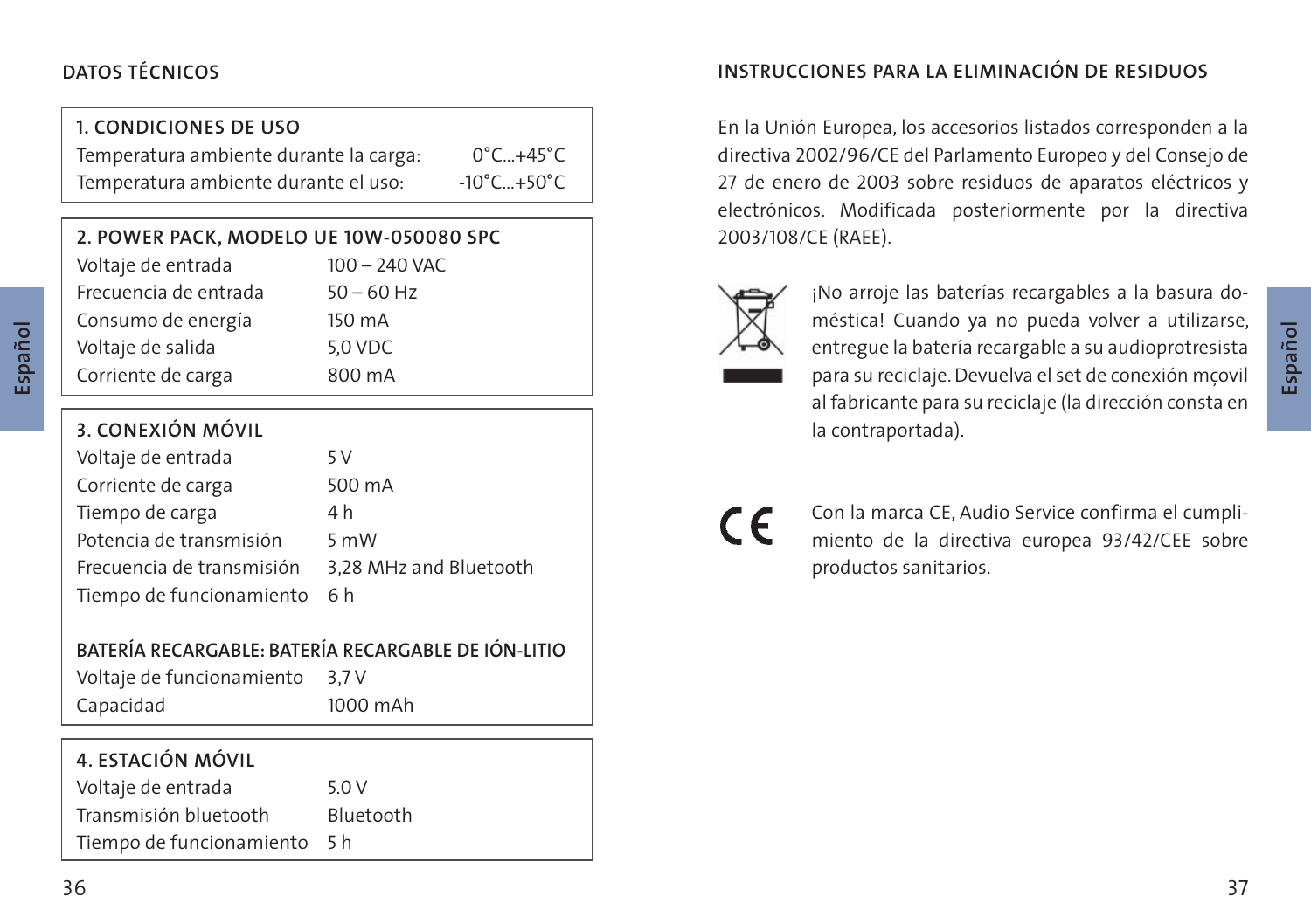## DATOS TÉCNICOS

| 1. CONDICIONES DE USO | |
|---|---|
| Temperatura ambiente durante la carga: | 0°C...+45°C |
| Temperatura ambiente durante el uso: | -10°C...+50°C |

| 2. POWER PACK, MODELO UE 10W-050080 SPC | |
|---|---|
| Voltaje de entrada | 100 – 240 VAC |
| Frecuencia de entrada | 50 – 60 Hz |
| Consumo de energía | 150 mA |
| Voltaje de salida | 5,0 VDC |
| Corriente de carga | 800 mA |

| 3. CONEXIÓN MÓVIL | |
|---|---|
| Voltaje de entrada | 5 V |
| Corriente de carga | 500 mA |
| Tiempo de carga | 4 h |
| Potencia de transmisión | 5 mW |
| Frecuencia de transmisión | 3,28 MHz and Bluetooth |
| Tiempo de funcionamiento | 6 h |
| **BATERÍA RECARGABLE: BATERÍA RECARGABLE DE IÓN-LITIO** | |
| Voltaje de funcionamiento | 3,7 V |
| Capacidad | 1000 mAh |

| 4. ESTACIÓN MÓVIL | |
|---|---|
| Voltaje de entrada | 5.0 V |
| Transmisión bluetooth | Bluetooth |
| Tiempo de funcionamiento | 5 h |

## INSTRUCCIONES PARA LA ELIMINACIÓN DE RESIDUOS

En la Unión Europea, los accesorios listados corresponden a la directiva 2002/96/CE del Parlamento Europeo y del Consejo de 27 de enero de 2003 sobre residuos de aparatos eléctricos y electrónicos. Modificada posteriormente por la directiva 2003/108/CE (RAEE).

¡No arroje las baterías recargables a la basura doméstica! Cuando ya no pueda volver a utilizarse, entregue la batería recargable a su audioprotresista para su reciclaje. Devuelva el set de conexión mçovil al fabricante para su reciclaje (la dirección consta en la contraportada).

Con la marca CE, Audio Service confirma el cumplimiento de la directiva europea 93/42/CEE sobre productos sanitarios.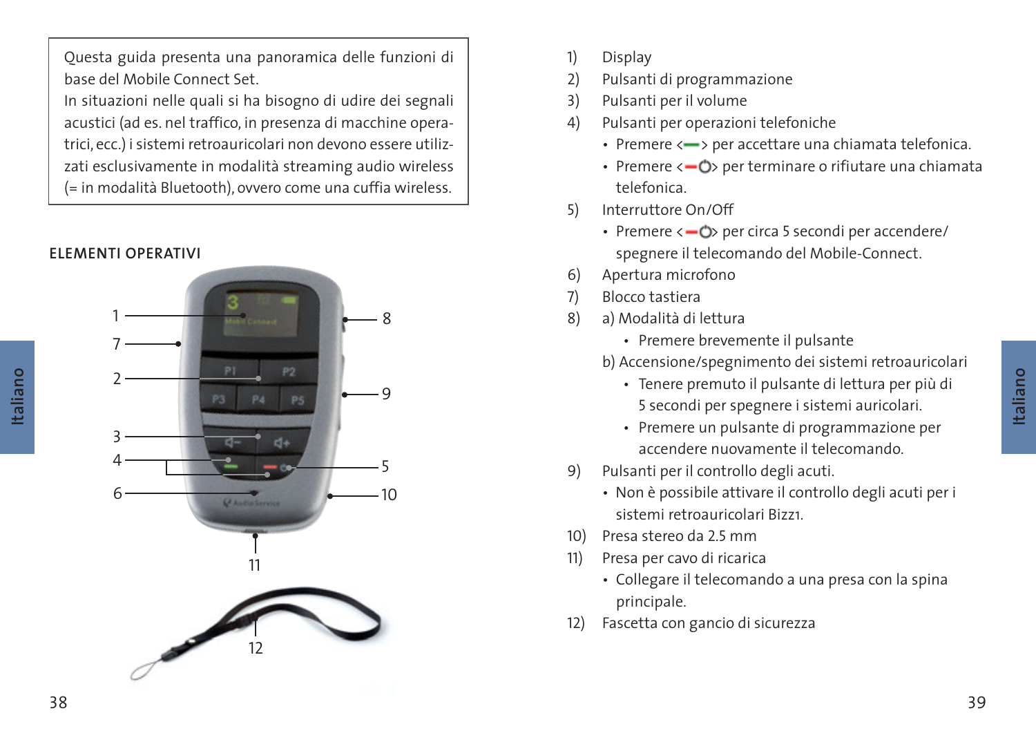Questa guida presenta una panoramica delle funzioni di base del Mobile Connect Set.
In situazioni nelle quali si ha bisogno di udire dei segnali acustici (ad es. nel traffico, in presenza di macchine operatrici, ecc.) i sistemi retroauricolari non devono essere utilizzati esclusivamente in modalità streaming audio wireless (= in modalità Bluetooth), ovvero come una cuffia wireless.

## ELEMENTI OPERATIVI

1) Display
2) Pulsanti di programmazione
3) Pulsanti per il volume
4) Pulsanti per operazioni telefoniche
   - Premere <—> per accettare una chiamata telefonica.
   - Premere <—⏻> per terminare o rifiutare una chiamata telefonica.
5) Interruttore On/Off
   - Premere <—⏻> per circa 5 secondi per accendere/spegnere il telecomando del Mobile-Connect.
6) Apertura microfono
7) Blocco tastiera
8) a) Modalità di lettura
      - Premere brevemente il pulsante

   b) Accensione/spegnimento dei sistemi retroauricolari
      - Tenere premuto il pulsante di lettura per più di 5 secondi per spegnere i sistemi auricolari.
      - Premere un pulsante di programmazione per accendere nuovamente il telecomando.
9) Pulsanti per il controllo degli acuti.
   - Non è possibile attivare il controllo degli acuti per i sistemi retroauricolari Bizz1.
10) Presa stereo da 2.5 mm
11) Presa per cavo di ricarica
    - Collegare il telecomando a una presa con la spina principale.
12) Fascetta con gancio di sicurezza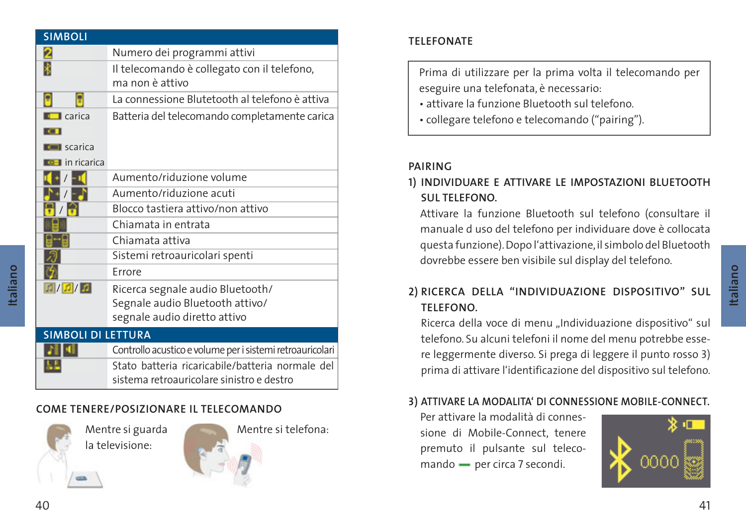| SIMBOLI | |
|---|---|
| | Numero dei programmi attivi |
| | Il telecomando è collegato con il telefono, ma non è attivo |
| | La connessione Bluetooth al telefono è attiva |
| carica<br><br>scarica<br>in ricarica | Batteria del telecomando completamente carica |
| / | Aumento/riduzione volume |
| / | Aumento/riduzione acuti |
| / | Blocco tastiera attivo/non attivo |
| | Chiamata in entrata |
| | Chiamata attiva |
| | Sistemi retroauricolari spenti |
| | Errore |
| / / | Ricerca segnale audio Bluetooth/ Segnale audio Bluetooth attivo/ segnale audio diretto attivo |
| **SIMBOLI DI LETTURA** | |
| | Controllo acustico e volume per i sistemi retroauricolari |
| | Stato batteria ricaricabile/batteria normale del sistema retroauricolare sinistro e destro |

## COME TENERE/POSIZIONARE IL TELECOMANDO

Mentre si guarda la televisione:

Mentre si telefona:

## TELEFONATE

Prima di utilizzare per la prima volta il telecomando per eseguire una telefonata, è necessario:
- attivare la funzione Bluetooth sul telefono.
- collegare telefono e telecomando ("pairing").

## PAIRING

### 1) INDIVIDUARE E ATTIVARE LE IMPOSTAZIONI BLUETOOTH SUL TELEFONO.

Attivare la funzione Bluetooth sul telefono (consultare il manuale d uso del telefono per individuare dove è collocata questa funzione). Dopo l'attivazione, il simbolo del Bluetooth dovrebbe essere ben visibile sul display del telefono.

### 2) RICERCA DELLA "INDIVIDUAZIONE DISPOSITIVO" SUL TELEFONO.

Ricerca della voce di menu „Individuazione dispositivo" sul telefono. Su alcuni telefoni il nome del menu potrebbe essere leggermente diverso. Si prega di leggere il punto rosso 3) prima di attivare l'identificazione del dispositivo sul telefono.

### 3) ATTIVARE LA MODALITA' DI CONNESSIONE MOBILE-CONNECT.

Per attivare la modalità di connessione di Mobile-Connect, tenere premuto il pulsante sul telecomando — per circa 7 secondi.

0000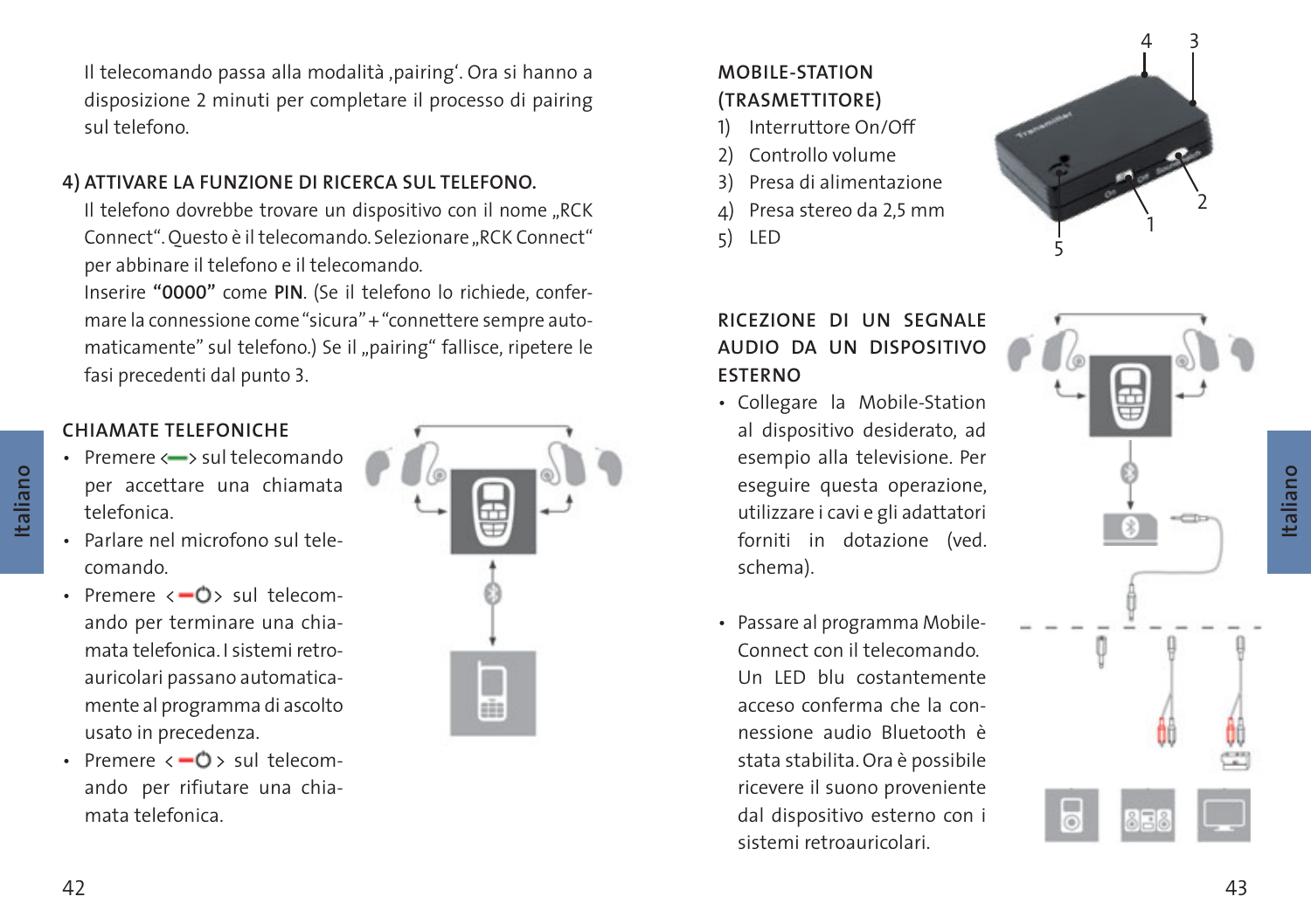Il telecomando passa alla modalità ‚pairing'. Ora si hanno a disposizione 2 minuti per completare il processo di pairing sul telefono.

### 4) ATTIVARE LA FUNZIONE DI RICERCA SUL TELEFONO.

Il telefono dovrebbe trovare un dispositivo con il nome „RCK Connect". Questo è il telecomando. Selezionare „RCK Connect" per abbinare il telefono e il telecomando.
Inserire **"0000"** come **PIN**. (Se il telefono lo richiede, confermare la connessione come "sicura" + "connettere sempre automaticamente" sul telefono.) Se il „pairing" fallisce, ripetere le fasi precedenti dal punto 3.

### CHIAMATE TELEFONICHE

- Premere <—> sul telecomando per accettare una chiamata telefonica.
- Parlare nel microfono sul telecomando.
- Premere <—⏻> sul telecomando per terminare una chiamata telefonica. I sistemi retroauricolari passano automaticamente al programma di ascolto usato in precedenza.
- Premere <—⏻> sul telecomando per rifiutare una chiamata telefonica.

### MOBILE-STATION (TRASMETTITORE)

1) Interruttore On/Off
2) Controllo volume
3) Presa di alimentazione
4) Presa stereo da 2,5 mm
5) LED

### RICEZIONE DI UN SEGNALE AUDIO DA UN DISPOSITIVO ESTERNO

- Collegare la Mobile-Station al dispositivo desiderato, ad esempio alla televisione. Per eseguire questa operazione, utilizzare i cavi e gli adattatori forniti in dotazione (ved. schema).

- Passare al programma Mobile-Connect con il telecomando. Un LED blu costantemente acceso conferma che la connessione audio Bluetooth è stata stabilita. Ora è possibile ricevere il suono proveniente dal dispositivo esterno con i sistemi retroauricolari.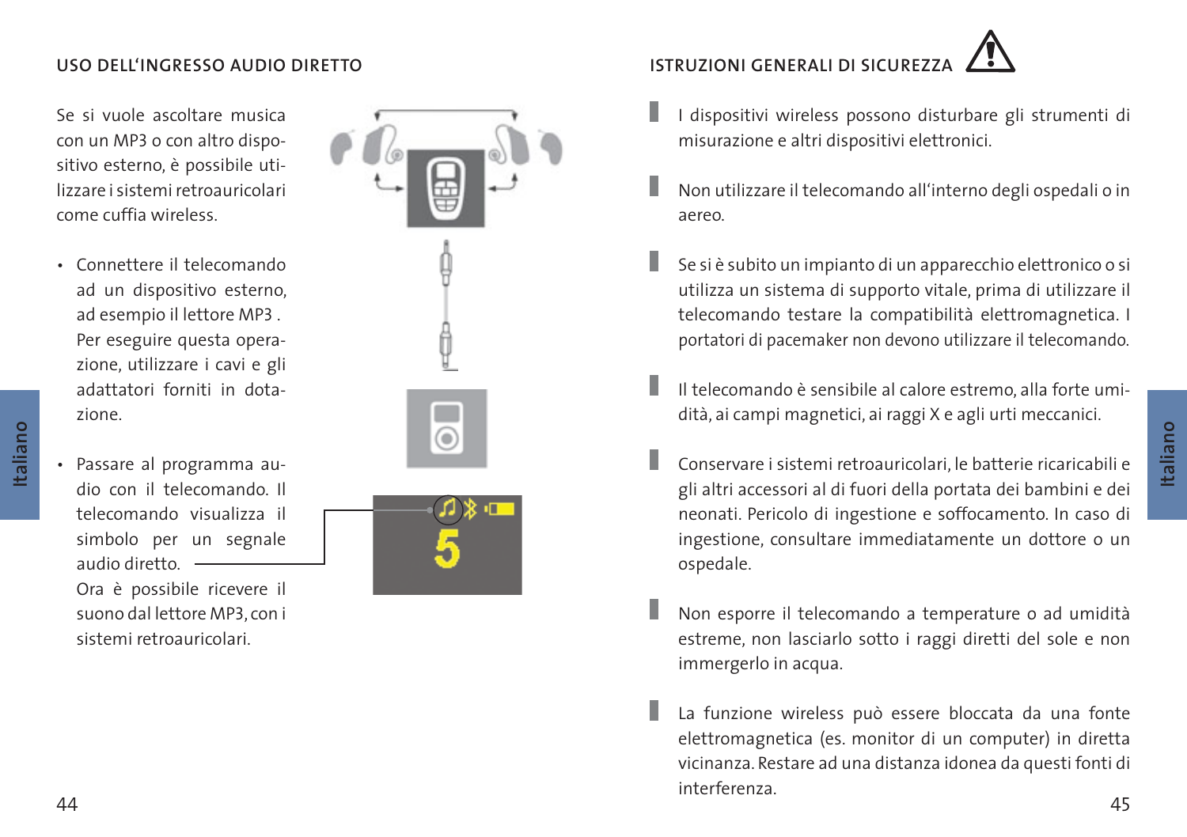## USO DELL'INGRESSO AUDIO DIRETTO

Se si vuole ascoltare musica con un MP3 o con altro dispositivo esterno, è possibile utilizzare i sistemi retroauricolari come cuffia wireless.

- Connettere il telecomando ad un dispositivo esterno, ad esempio il lettore MP3 . Per eseguire questa operazione, utilizzare i cavi e gli adattatori forniti in dotazione.
- Passare al programma audio con il telecomando. Il telecomando visualizza il simbolo per un segnale audio diretto.
  Ora è possibile ricevere il suono dal lettore MP3, con i sistemi retroauricolari.

## ISTRUZIONI GENERALI DI SICUREZZA

- I dispositivi wireless possono disturbare gli strumenti di misurazione e altri dispositivi elettronici.
- Non utilizzare il telecomando all'interno degli ospedali o in aereo.
- Se si è subito un impianto di un apparecchio elettronico o si utilizza un sistema di supporto vitale, prima di utilizzare il telecomando testare la compatibilità elettromagnetica. I portatori di pacemaker non devono utilizzare il telecomando.
- Il telecomando è sensibile al calore estremo, alla forte umidità, ai campi magnetici, ai raggi X e agli urti meccanici.
- Conservare i sistemi retroauricolari, le batterie ricaricabili e gli altri accessori al di fuori della portata dei bambini e dei neonati. Pericolo di ingestione e soffocamento. In caso di ingestione, consultare immediatamente un dottore o un ospedale.
- Non esporre il telecomando a temperature o ad umidità estreme, non lasciarlo sotto i raggi diretti del sole e non immergerlo in acqua.
- La funzione wireless può essere bloccata da una fonte elettromagnetica (es. monitor di un computer) in diretta vicinanza. Restare ad una distanza idonea da questi fonti di interferenza.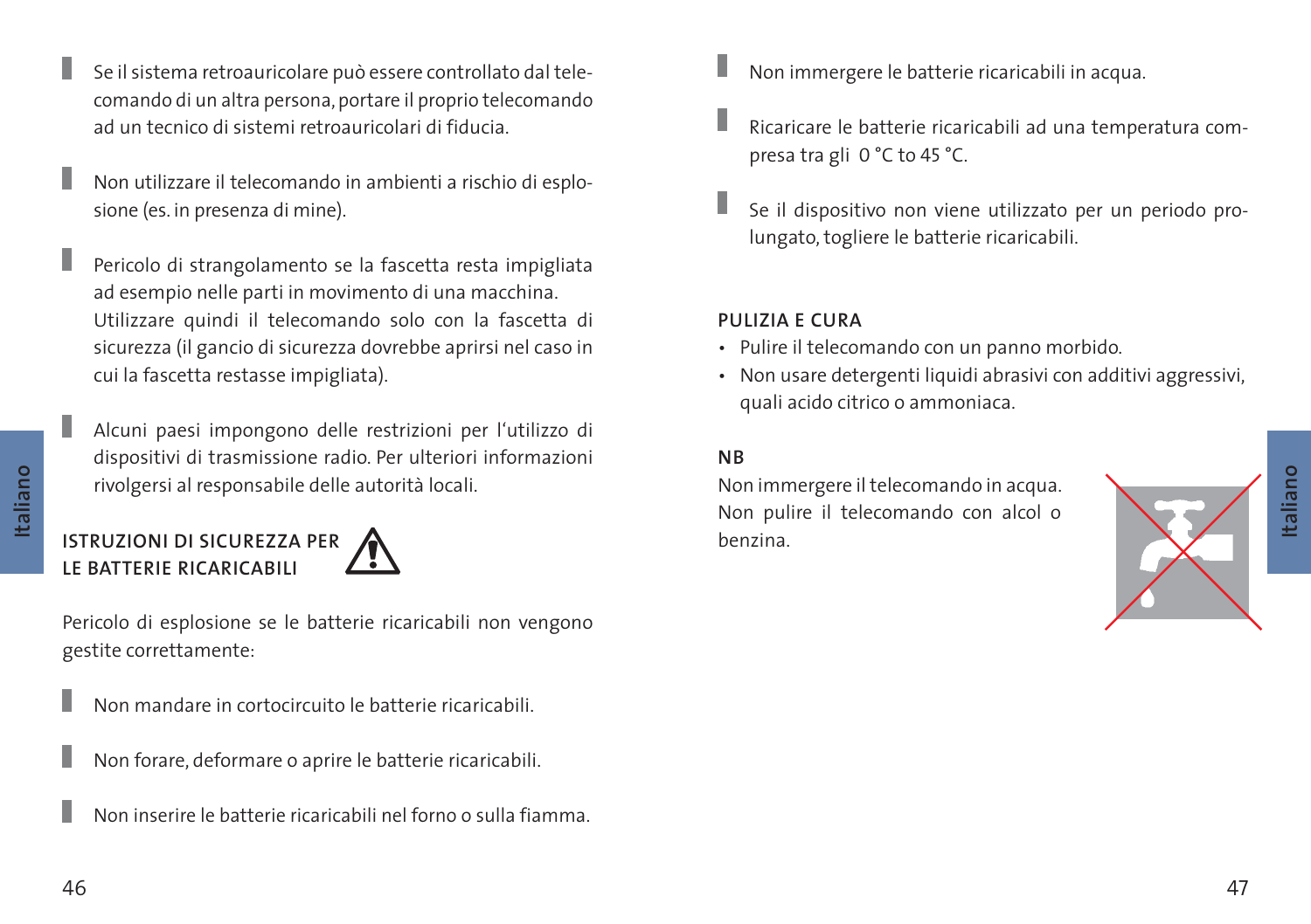- Se il sistema retroauricolare può essere controllato dal telecomando di un altra persona, portare il proprio telecomando ad un tecnico di sistemi retroauricolari di fiducia.

- Non utilizzare il telecomando in ambienti a rischio di esplosione (es. in presenza di mine).

- Pericolo di strangolamento se la fascetta resta impigliata ad esempio nelle parti in movimento di una macchina. Utilizzare quindi il telecomando solo con la fascetta di sicurezza (il gancio di sicurezza dovrebbe aprirsi nel caso in cui la fascetta restasse impigliata).

- Alcuni paesi impongono delle restrizioni per l'utilizzo di dispositivi di trasmissione radio. Per ulteriori informazioni rivolgersi al responsabile delle autorità locali.

## ISTRUZIONI DI SICUREZZA PER LE BATTERIE RICARICABILI

Pericolo di esplosione se le batterie ricaricabili non vengono gestite correttamente:

- Non mandare in cortocircuito le batterie ricaricabili.

- Non forare, deformare o aprire le batterie ricaricabili.

- Non inserire le batterie ricaricabili nel forno o sulla fiamma.

- Non immergere le batterie ricaricabili in acqua.

- Ricaricare le batterie ricaricabili ad una temperatura compresa tra gli 0 °C to 45 °C.

- Se il dispositivo non viene utilizzato per un periodo prolungato, togliere le batterie ricaricabili.

## PULIZIA E CURA

- Pulire il telecomando con un panno morbido.
- Non usare detergenti liquidi abrasivi con additivi aggressivi, quali acido citrico o ammoniaca.

## NB

Non immergere il telecomando in acqua. Non pulire il telecomando con alcol o benzina.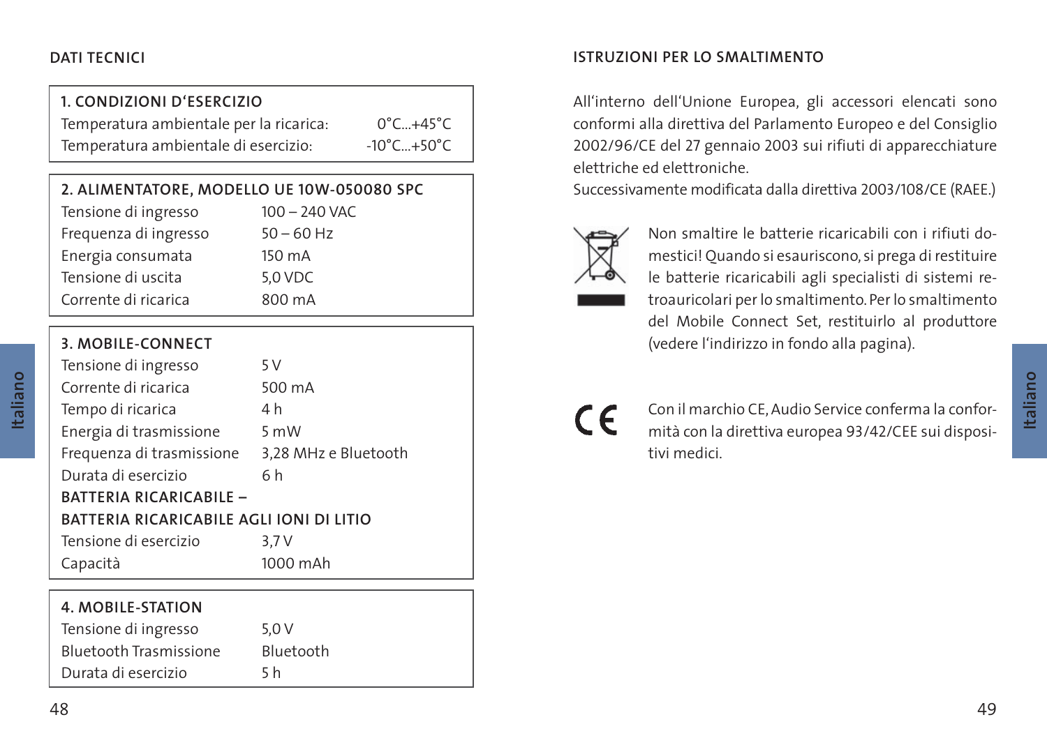## DATI TECNICI

| 1. CONDIZIONI D'ESERCIZIO | |
|---|---|
| Temperatura ambientale per la ricarica: | 0°C...+45°C |
| Temperatura ambientale di esercizio: | -10°C...+50°C |

| 2. ALIMENTATORE, MODELLO UE 10W-050080 SPC | |
|---|---|
| Tensione di ingresso | 100 – 240 VAC |
| Frequenza di ingresso | 50 – 60 Hz |
| Energia consumata | 150 mA |
| Tensione di uscita | 5,0 VDC |
| Corrente di ricarica | 800 mA |

| 3. MOBILE-CONNECT | |
|---|---|
| Tensione di ingresso | 5 V |
| Corrente di ricarica | 500 mA |
| Tempo di ricarica | 4 h |
| Energia di trasmissione | 5 mW |
| Frequenza di trasmissione | 3,28 MHz e Bluetooth |
| Durata di esercizio | 6 h |
| **BATTERIA RICARICABILE – BATTERIA RICARICABILE AGLI IONI DI LITIO** | |
| Tensione di esercizio | 3,7 V |
| Capacità | 1000 mAh |

| 4. MOBILE-STATION | |
|---|---|
| Tensione di ingresso | 5,0 V |
| Bluetooth Trasmissione | Bluetooth |
| Durata di esercizio | 5 h |

## ISTRUZIONI PER LO SMALTIMENTO

All'interno dell'Unione Europea, gli accessori elencati sono conformi alla direttiva del Parlamento Europeo e del Consiglio 2002/96/CE del 27 gennaio 2003 sui rifiuti di apparecchiature elettriche ed elettroniche.
Successivamente modificata dalla direttiva 2003/108/CE (RAEE.)

Non smaltire le batterie ricaricabili con i rifiuti domestici! Quando si esauriscono, si prega di restituire le batterie ricaricabili agli specialisti di sistemi retroauricolari per lo smaltimento. Per lo smaltimento del Mobile Connect Set, restituirlo al produttore (vedere l'indirizzo in fondo alla pagina).

CE

Con il marchio CE, Audio Service conferma la conformità con la direttiva europea 93/42/CEE sui dispositivi medici.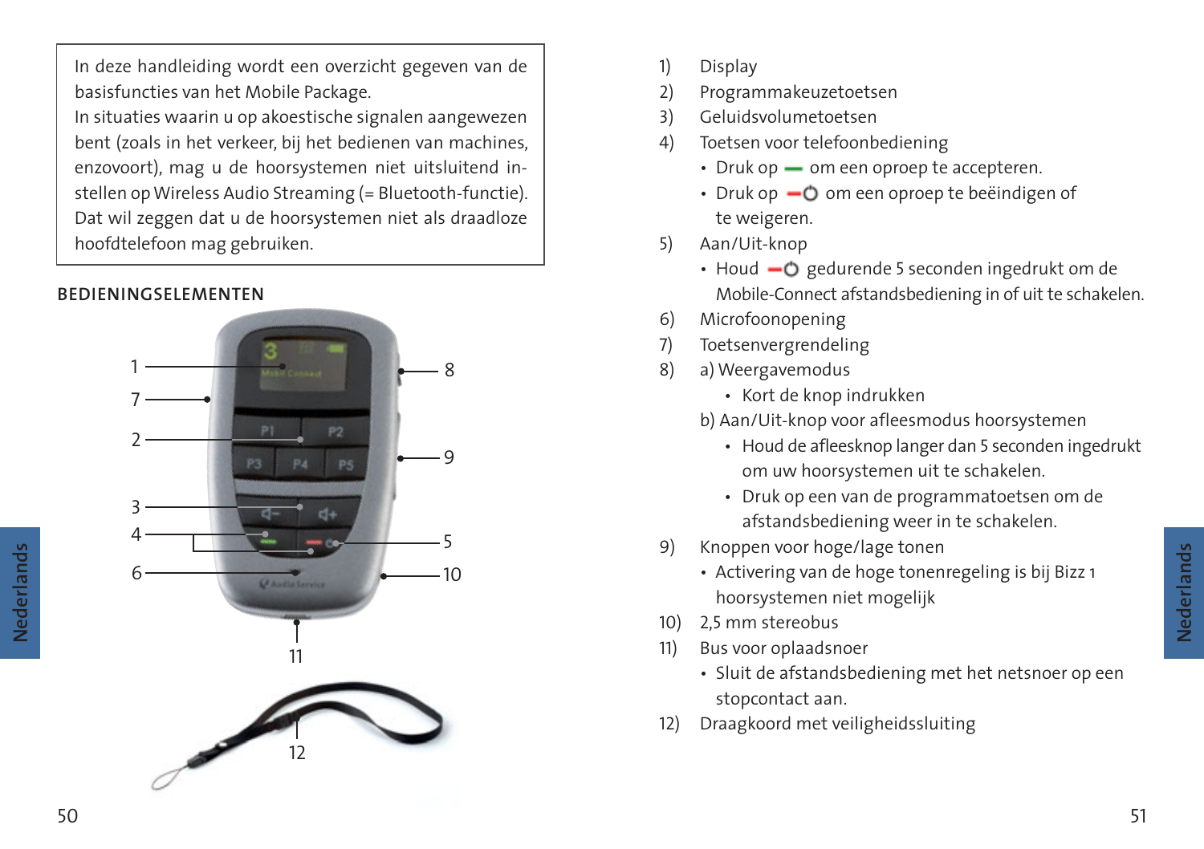In deze handleiding wordt een overzicht gegeven van de basisfuncties van het Mobile Package.
In situaties waarin u op akoestische signalen aangewezen bent (zoals in het verkeer, bij het bedienen van machines, enzovoort), mag u de hoorsystemen niet uitsluitend instellen op Wireless Audio Streaming (= Bluetooth-functie). Dat wil zeggen dat u de hoorsystemen niet als draadloze hoofdtelefoon mag gebruiken.

## BEDIENINGSELEMENTEN

1) Display
2) Programmakeuzetoetsen
3) Geluidsvolumetoetsen
4) Toetsen voor telefoonbediening
   - Druk op ▬ om een oproep te accepteren.
   - Druk op ▬⏻ om een oproep te beëindigen of te weigeren.
5) Aan/Uit-knop
   - Houd ▬⏻ gedurende 5 seconden ingedrukt om de Mobile-Connect afstandsbediening in of uit te schakelen.
6) Microfoonopening
7) Toetsenvergrendeling
8) a) Weergavemodus
      - Kort de knop indrukken

   b) Aan/Uit-knop voor afleesmodus hoorsystemen
      - Houd de afleesknop langer dan 5 seconden ingedrukt om uw hoorsystemen uit te schakelen.
      - Druk op een van de programmatoetsen om de afstandsbediening weer in te schakelen.
9) Knoppen voor hoge/lage tonen
   - Activering van de hoge tonenregeling is bij Bizz 1 hoorsystemen niet mogelijk
10) 2,5 mm stereobus
11) Bus voor oplaadsnoer
    - Sluit de afstandsbediening met het netsnoer op een stopcontact aan.
12) Draagkoord met veiligheidssluiting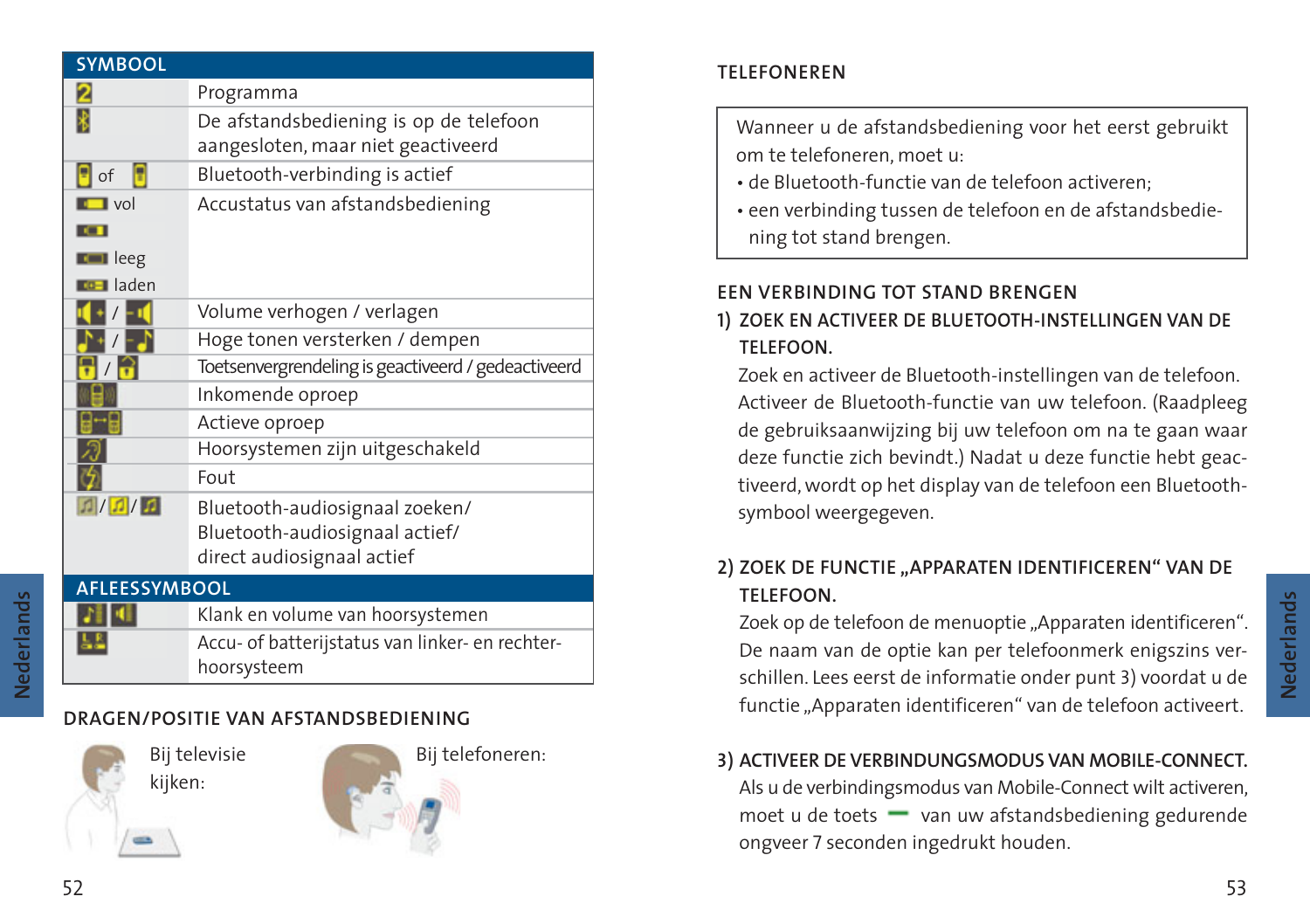| SYMBOOL | |
|---|---|
| 2 | Programma |
| | De afstandsbediening is op de telefoon aangesloten, maar niet geactiveerd |
| of | Bluetooth-verbinding is actief |
| vol<br><br>leeg<br>laden | Accustatus van afstandsbediening |
| / | Volume verhogen / verlagen |
| / | Hoge tonen versterken / dempen |
| / | Toetsenvergrendeling is geactiveerd / gedeactiveerd |
| | Inkomende oproep |
| | Actieve oproep |
| | Hoorsystemen zijn uitgeschakeld |
| | Fout |
| / / | Bluetooth-audiosignaal zoeken/<br>Bluetooth-audiosignaal actief/<br>direct audiosignaal actief |
| **AFLEESSYMBOOL** | |
| | Klank en volume van hoorsystemen |
| | Accu- of batterijstatus van linker- en rechter-hoorsysteem |

## DRAGEN/POSITIE VAN AFSTANDSBEDIENING

Bij televisie kijken:

Bij telefoneren:

## TELEFONEREN

Wanneer u de afstandsbediening voor het eerst gebruikt om te telefoneren, moet u:
- de Bluetooth-functie van de telefoon activeren;
- een verbinding tussen de telefoon en de afstandsbediening tot stand brengen.

## EEN VERBINDING TOT STAND BRENGEN

### 1) ZOEK EN ACTIVEER DE BLUETOOTH-INSTELLINGEN VAN DE TELEFOON.

Zoek en activeer de Bluetooth-instellingen van de telefoon. Activeer de Bluetooth-functie van uw telefoon. (Raadpleeg de gebruiksaanwijzing bij uw telefoon om na te gaan waar deze functie zich bevindt.) Nadat u deze functie hebt geactiveerd, wordt op het display van de telefoon een Bluetooth-symbool weergegeven.

### 2) ZOEK DE FUNCTIE „APPARATEN IDENTIFICEREN“ VAN DE TELEFOON.

Zoek op de telefoon de menuoptie „Apparaten identificeren“. De naam van de optie kan per telefoonmerk enigszins verschillen. Lees eerst de informatie onder punt 3) voordat u de functie „Apparaten identificeren“ van de telefoon activeert.

### 3) ACTIVEER DE VERBINDUNGSMODUS VAN MOBILE-CONNECT.

Als u de verbindingsmodus van Mobile-Connect wilt activeren, moet u de toets – van uw afstandsbediening gedurende ongveer 7 seconden ingedrukt houden.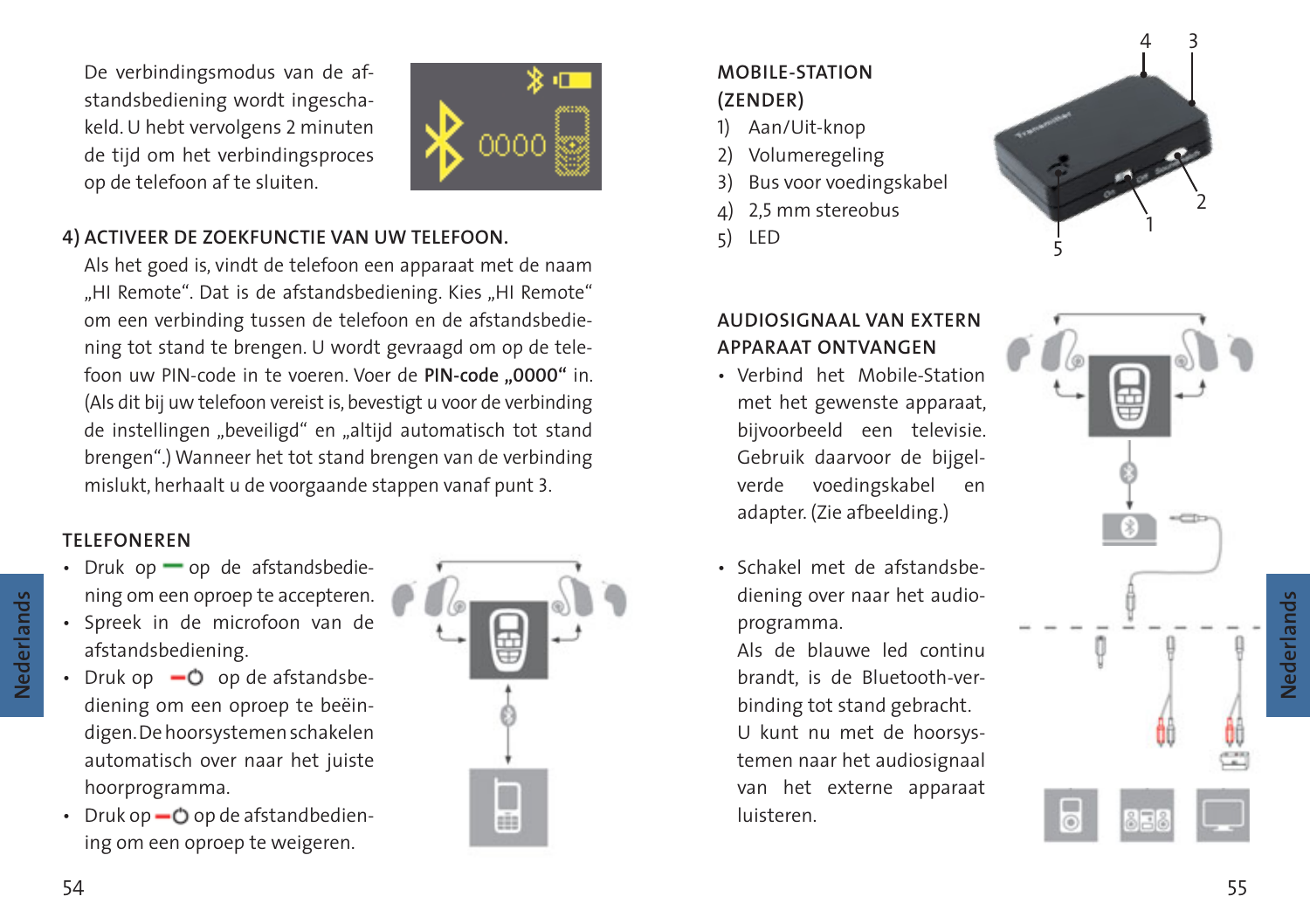De verbindingsmodus van de afstandsbediening wordt ingeschakeld. U hebt vervolgens 2 minuten de tijd om het verbindingsproces op de telefoon af te sluiten.

#### 4) ACTIVEER DE ZOEKFUNCTIE VAN UW TELEFOON.

Als het goed is, vindt de telefoon een apparaat met de naam „HI Remote“. Dat is de afstandsbediening. Kies „HI Remote“ om een verbinding tussen de telefoon en de afstandsbediening tot stand te brengen. U wordt gevraagd om op de telefoon uw PIN-code in te voeren. Voer de **PIN-code „0000“** in. (Als dit bij uw telefoon vereist is, bevestigt u voor de verbinding de instellingen „beveiligd“ en „altijd automatisch tot stand brengen“.) Wanneer het tot stand brengen van de verbinding mislukt, herhaalt u de voorgaande stappen vanaf punt 3.

#### TELEFONEREN

- Druk op de afstandsbediening om een oproep te accepteren.
- Spreek in de microfoon van de afstandsbediening.
- Druk op de afstandsbediening om een oproep te beëindigen. De hoorsystemen schakelen automatisch over naar het juiste hoorprogramma.
- Druk op de afstandbediening om een oproep te weigeren.

#### MOBILE-STATION (ZENDER)

1) Aan/Uit-knop
2) Volumeregeling
3) Bus voor voedingskabel
4) 2,5 mm stereobus
5) LED

#### AUDIOSIGNAAL VAN EXTERN APPARAAT ONTVANGEN

- Verbind het Mobile-Station met het gewenste apparaat, bijvoorbeeld een televisie. Gebruik daarvoor de bijgeleverde voedingskabel en adapter. (Zie afbeelding.)

- Schakel met de afstandsbediening over naar het audioprogramma.
  Als de blauwe led continu brandt, is de Bluetooth-verbinding tot stand gebracht.
  U kunt nu met de hoorsystemen naar het audiosignaal van het externe apparaat luisteren.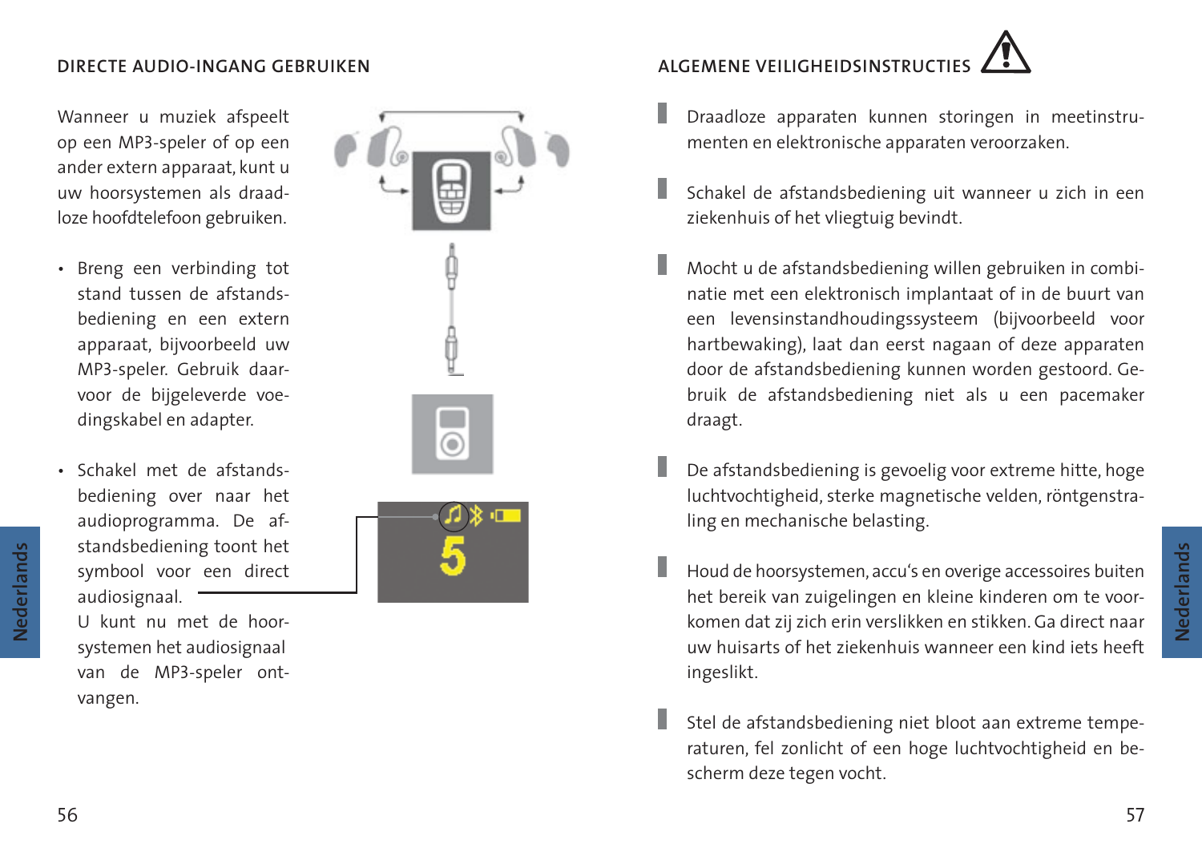## DIRECTE AUDIO-INGANG GEBRUIKEN

Wanneer u muziek afspeelt op een MP3-speler of op een ander extern apparaat, kunt u uw hoorsystemen als draadloze hoofdtelefoon gebruiken.

- Breng een verbinding tot stand tussen de afstandsbediening en een extern apparaat, bijvoorbeeld uw MP3-speler. Gebruik daarvoor de bijgeleverde voedingskabel en adapter.
- Schakel met de afstandsbediening over naar het audioprogramma. De afstandsbediening toont het symbool voor een direct audiosignaal.
  U kunt nu met de hoorsystemen het audiosignaal van de MP3-speler ontvangen.

## ALGEMENE VEILIGHEIDSINSTRUCTIES

- Draadloze apparaten kunnen storingen in meetinstrumenten en elektronische apparaten veroorzaken.
- Schakel de afstandsbediening uit wanneer u zich in een ziekenhuis of het vliegtuig bevindt.
- Mocht u de afstandsbediening willen gebruiken in combinatie met een elektronisch implantaat of in de buurt van een levensinstandhoudingssysteem (bijvoorbeeld voor hartbewaking), laat dan eerst nagaan of deze apparaten door de afstandsbediening kunnen worden gestoord. Gebruik de afstandsbediening niet als u een pacemaker draagt.
- De afstandsbediening is gevoelig voor extreme hitte, hoge luchtvochtigheid, sterke magnetische velden, röntgenstraling en mechanische belasting.
- Houd de hoorsystemen, accu's en overige accessoires buiten het bereik van zuigelingen en kleine kinderen om te voorkomen dat zij zich erin verslikken en stikken. Ga direct naar uw huisarts of het ziekenhuis wanneer een kind iets heeft ingeslikt.
- Stel de afstandsbediening niet bloot aan extreme temperaturen, fel zonlicht of een hoge luchtvochtigheid en bescherm deze tegen vocht.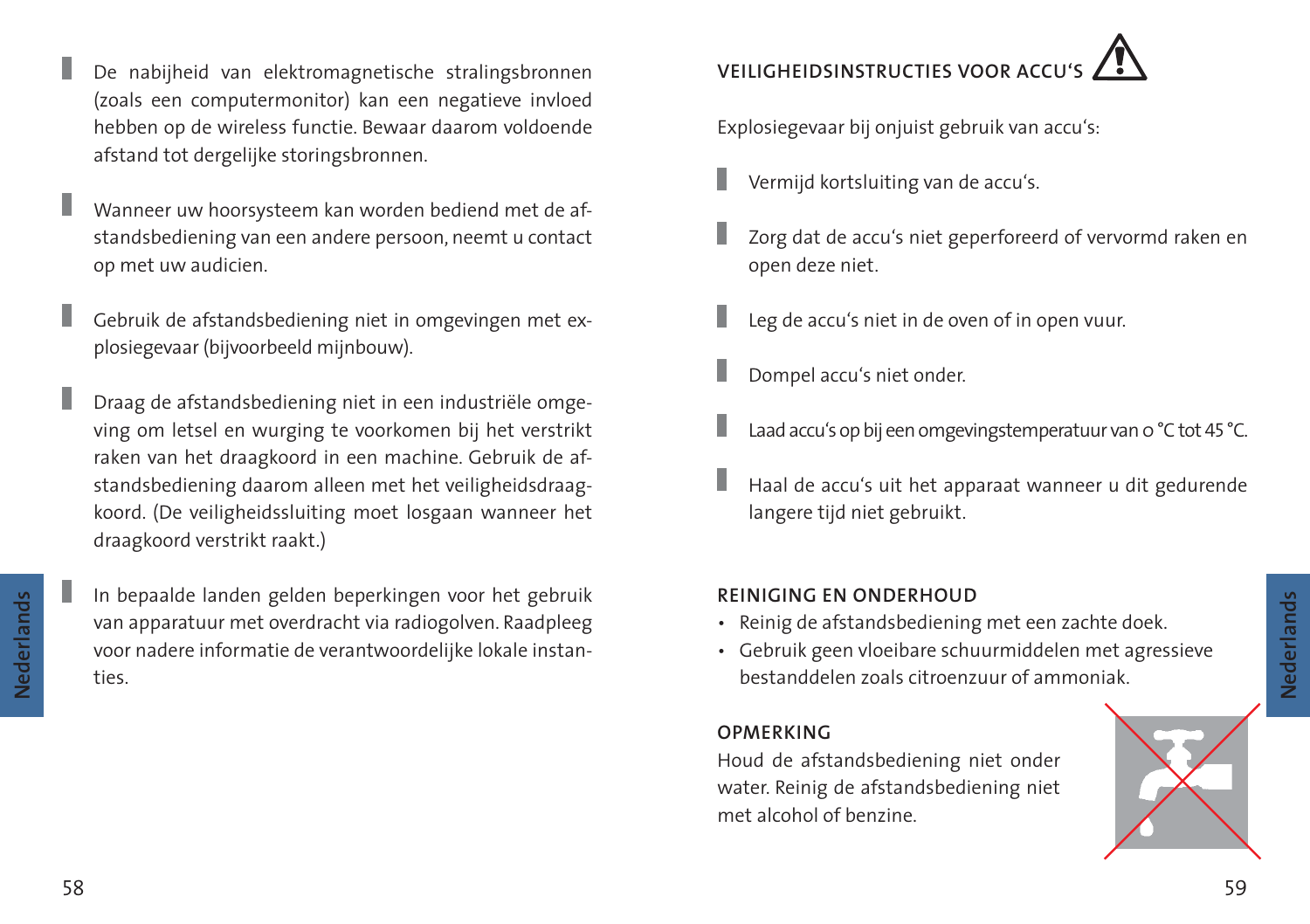- De nabijheid van elektromagnetische stralingsbronnen (zoals een computermonitor) kan een negatieve invloed hebben op de wireless functie. Bewaar daarom voldoende afstand tot dergelijke storingsbronnen.

- Wanneer uw hoorsysteem kan worden bediend met de afstandsbediening van een andere persoon, neemt u contact op met uw audicien.

- Gebruik de afstandsbediening niet in omgevingen met explosiegevaar (bijvoorbeeld mijnbouw).

- Draag de afstandsbediening niet in een industriële omgeving om letsel en wurging te voorkomen bij het verstrikt raken van het draagkoord in een machine. Gebruik de afstandsbediening daarom alleen met het veiligheidsdraagkoord. (De veiligheidssluiting moet losgaan wanneer het draagkoord verstrikt raakt.)

- In bepaalde landen gelden beperkingen voor het gebruik van apparatuur met overdracht via radiogolven. Raadpleeg voor nadere informatie de verantwoordelijke lokale instanties.

## VEILIGHEIDSINSTRUCTIES VOOR ACCU‘S ⚠

Explosiegevaar bij onjuist gebruik van accu‘s:

- Vermijd kortsluiting van de accu‘s.

- Zorg dat de accu‘s niet geperforeerd of vervormd raken en open deze niet.

- Leg de accu‘s niet in de oven of in open vuur.

- Dompel accu‘s niet onder.

- Laad accu‘s op bij een omgevingstemperatuur van 0 °C tot 45 °C.

- Haal de accu‘s uit het apparaat wanneer u dit gedurende langere tijd niet gebruikt.

## REINIGING EN ONDERHOUD

- Reinig de afstandsbediening met een zachte doek.
- Gebruik geen vloeibare schuurmiddelen met agressieve bestanddelen zoals citroenzuur of ammoniak.

## OPMERKING

Houd de afstandsbediening niet onder water. Reinig de afstandsbediening niet met alcohol of benzine.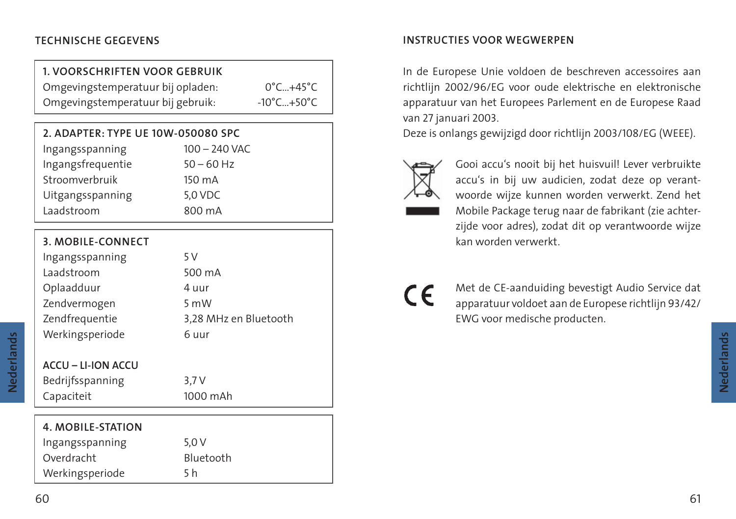## TECHNISCHE GEGEVENS

| 1. VOORSCHRIFTEN VOOR GEBRUIK | |
|---|---|
| Omgevingstemperatuur bij opladen: | 0°C...+45°C |
| Omgevingstemperatuur bij gebruik: | -10°C...+50°C |

| 2. ADAPTER: TYPE UE 10W-050080 SPC | |
|---|---|
| Ingangsspanning | 100 – 240 VAC |
| Ingangsfrequentie | 50 – 60 Hz |
| Stroomverbruik | 150 mA |
| Uitgangsspanning | 5,0 VDC |
| Laadstroom | 800 mA |

| 3. MOBILE-CONNECT | |
|---|---|
| Ingangsspanning | 5 V |
| Laadstroom | 500 mA |
| Oplaadduur | 4 uur |
| Zendvermogen | 5 mW |
| Zendfrequentie | 3,28 MHz en Bluetooth |
| Werkingsperiode | 6 uur |
| **ACCU – LI-ION ACCU** | |
| Bedrijfsspanning | 3,7 V |
| Capaciteit | 1000 mAh |

| 4. MOBILE-STATION | |
|---|---|
| Ingangsspanning | 5,0 V |
| Overdracht | Bluetooth |
| Werkingsperiode | 5 h |

## INSTRUCTIES VOOR WEGWERPEN

In de Europese Unie voldoen de beschreven accessoires aan richtlijn 2002/96/EG voor oude elektrische en elektronische apparatuur van het Europees Parlement en de Europese Raad van 27 januari 2003.
Deze is onlangs gewijzigd door richtlijn 2003/108/EG (WEEE).

Gooi accu's nooit bij het huisvuil! Lever verbruikte accu's in bij uw audicien, zodat deze op verantwoorde wijze kunnen worden verwerkt. Zend het Mobile Package terug naar de fabrikant (zie achterzijde voor adres), zodat dit op verantwoorde wijze kan worden verwerkt.

Met de CE-aanduiding bevestigt Audio Service dat apparatuur voldoet aan de Europese richtlijn 93/42/EWG voor medische producten.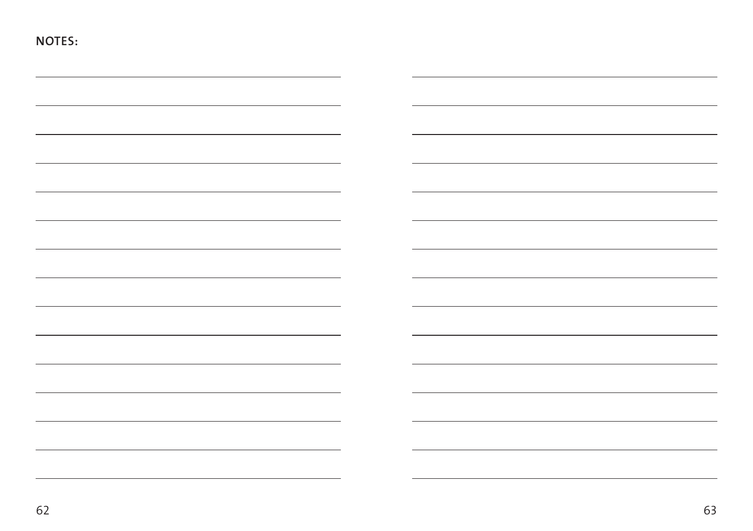NOTES: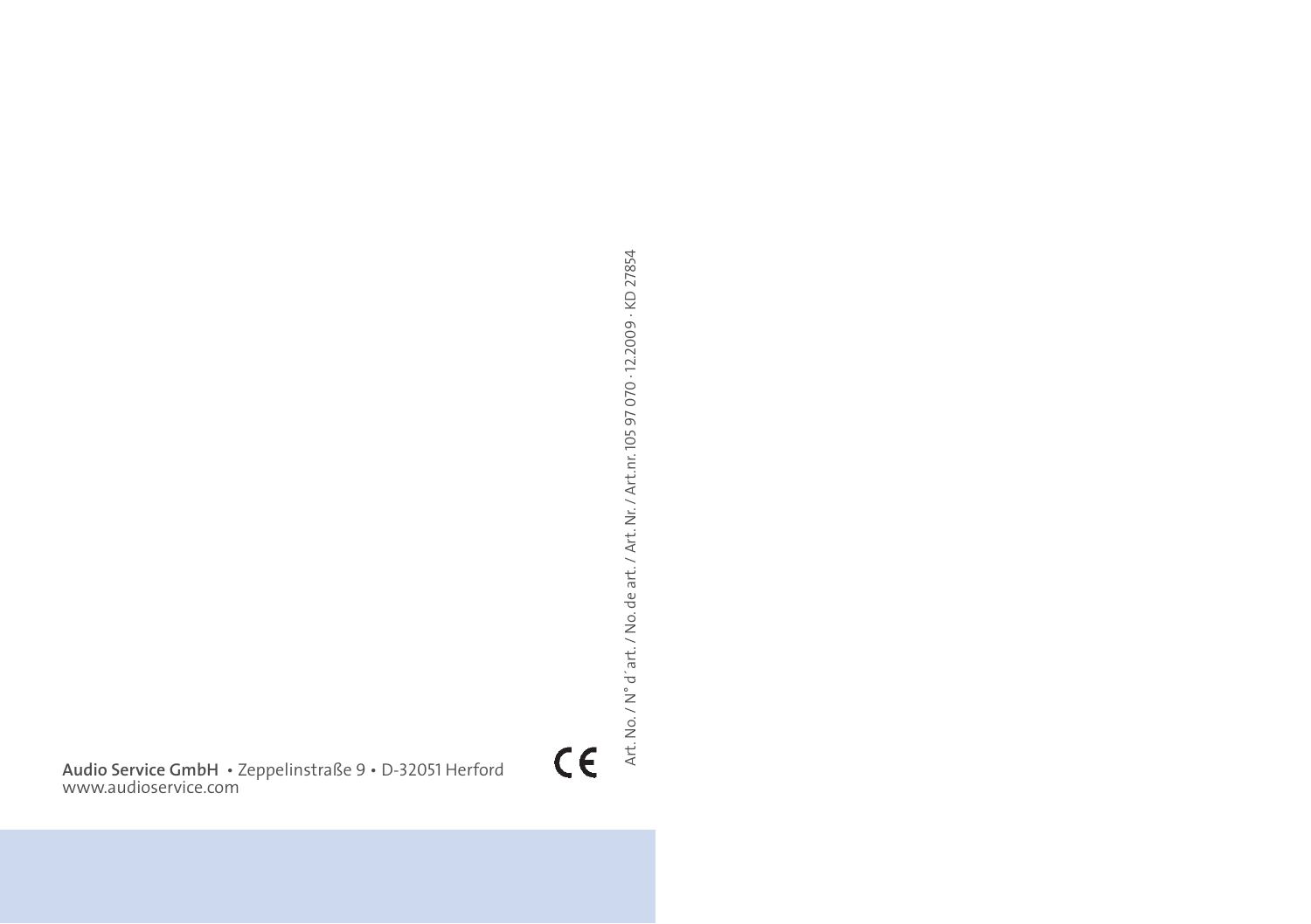Art. No. / N° d´art. / No.de art. / Art. Nr. / Art.nr.105 97 070 · 12.2009 · KD 27854

CE

**Audio Service GmbH** • Zeppelinstraße 9 • D-32051 Herford
www.audioservice.com